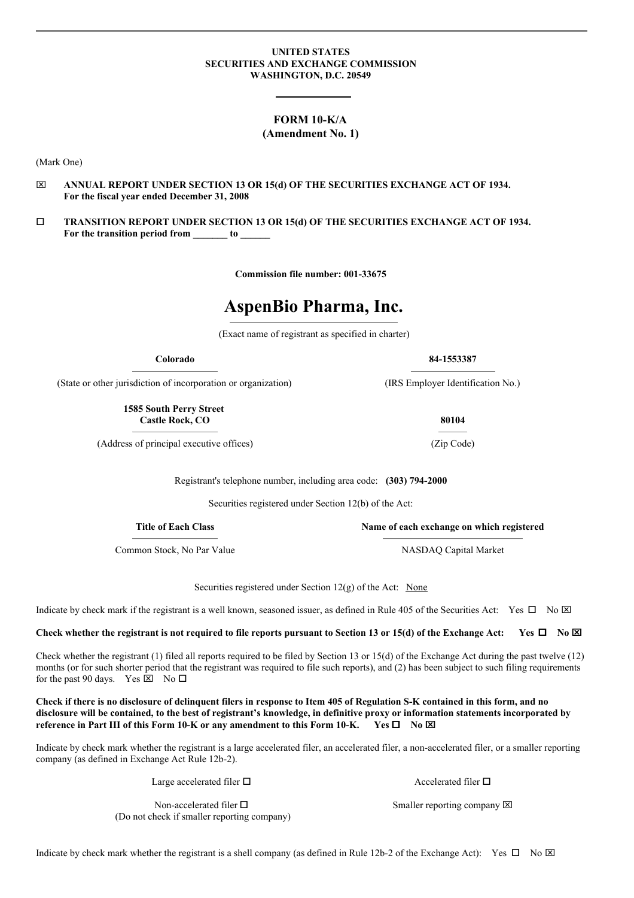**UNITED STATES**
**SECURITIES AND EXCHANGE COMMISSION**
**WASHINGTON, D.C. 20549**

---

# FORM 10-K/A
**(Amendment No. 1)**

(Mark One)

☒ **ANNUAL REPORT UNDER SECTION 13 OR 15(d) OF THE SECURITIES EXCHANGE ACT OF 1934.**
**For the fiscal year ended December 31, 2008**

☐ **TRANSITION REPORT UNDER SECTION 13 OR 15(d) OF THE SECURITIES EXCHANGE ACT OF 1934.**
**For the transition period from _______ to ______**

**Commission file number: 001-33675**

# AspenBio Pharma, Inc.

(Exact name of registrant as specified in charter)

| **Colorado** | **84-1553387** |
|---|---|
| (State or other jurisdiction of incorporation or organization) | (IRS Employer Identification No.) |
| **1585 South Perry Street Castle Rock, CO** | **80104** |
| (Address of principal executive offices) | (Zip Code) |

Registrant's telephone number, including area code: **(303) 794-2000**

Securities registered under Section 12(b) of the Act:

| **Title of Each Class** | **Name of each exchange on which registered** |
|---|---|
| Common Stock, No Par Value | NASDAQ Capital Market |

Securities registered under Section 12(g) of the Act: None

Indicate by check mark if the registrant is a well known, seasoned issuer, as defined in Rule 405 of the Securities Act: Yes ☐ No ☒

**Check whether the registrant is not required to file reports pursuant to Section 13 or 15(d) of the Exchange Act: Yes ☐ No ☒**

Check whether the registrant (1) filed all reports required to be filed by Section 13 or 15(d) of the Exchange Act during the past twelve (12) months (or for such shorter period that the registrant was required to file such reports), and (2) has been subject to such filing requirements for the past 90 days. Yes ☒ No ☐

**Check if there is no disclosure of delinquent filers in response to Item 405 of Regulation S-K contained in this form, and no disclosure will be contained, to the best of registrant's knowledge, in definitive proxy or information statements incorporated by reference in Part III of this Form 10-K or any amendment to this Form 10-K. Yes ☐ No ☒**

Indicate by check mark whether the registrant is a large accelerated filer, an accelerated filer, a non-accelerated filer, or a smaller reporting company (as defined in Exchange Act Rule 12b-2).

| | |
|---|---|
| Large accelerated filer ☐ | Accelerated filer ☐ |
| Non-accelerated filer ☐ (Do not check if smaller reporting company) | Smaller reporting company ☒ |

Indicate by check mark whether the registrant is a shell company (as defined in Rule 12b-2 of the Exchange Act): Yes ☐ No ☒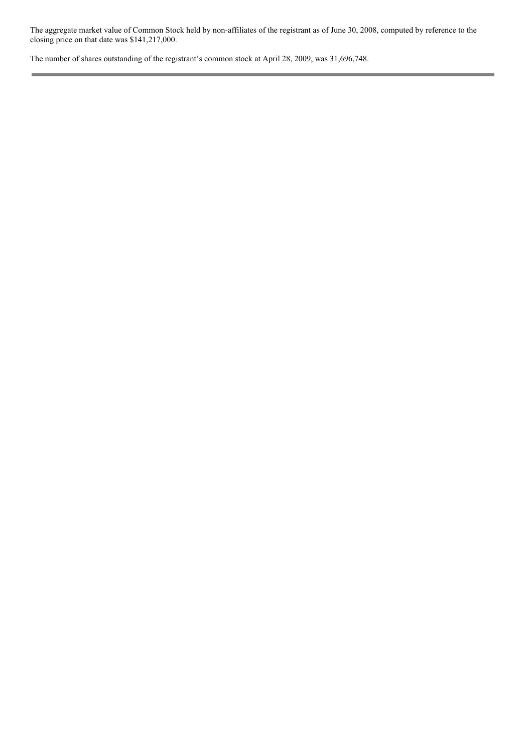The aggregate market value of Common Stock held by non-affiliates of the registrant as of June 30, 2008, computed by reference to the closing price on that date was $141,217,000.

The number of shares outstanding of the registrant's common stock at April 28, 2009, was 31,696,748.

---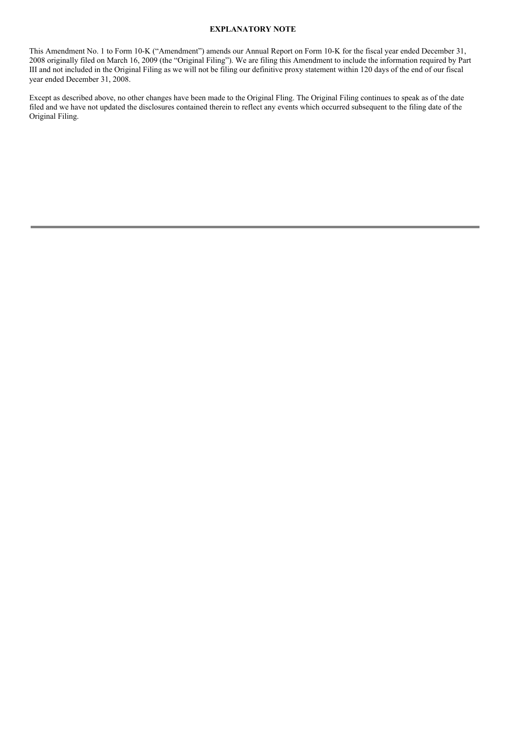**EXPLANATORY NOTE**

This Amendment No. 1 to Form 10-K ("Amendment") amends our Annual Report on Form 10-K for the fiscal year ended December 31, 2008 originally filed on March 16, 2009 (the "Original Filing"). We are filing this Amendment to include the information required by Part III and not included in the Original Filing as we will not be filing our definitive proxy statement within 120 days of the end of our fiscal year ended December 31, 2008.

Except as described above, no other changes have been made to the Original Fling. The Original Filing continues to speak as of the date filed and we have not updated the disclosures contained therein to reflect any events which occurred subsequent to the filing date of the Original Filing.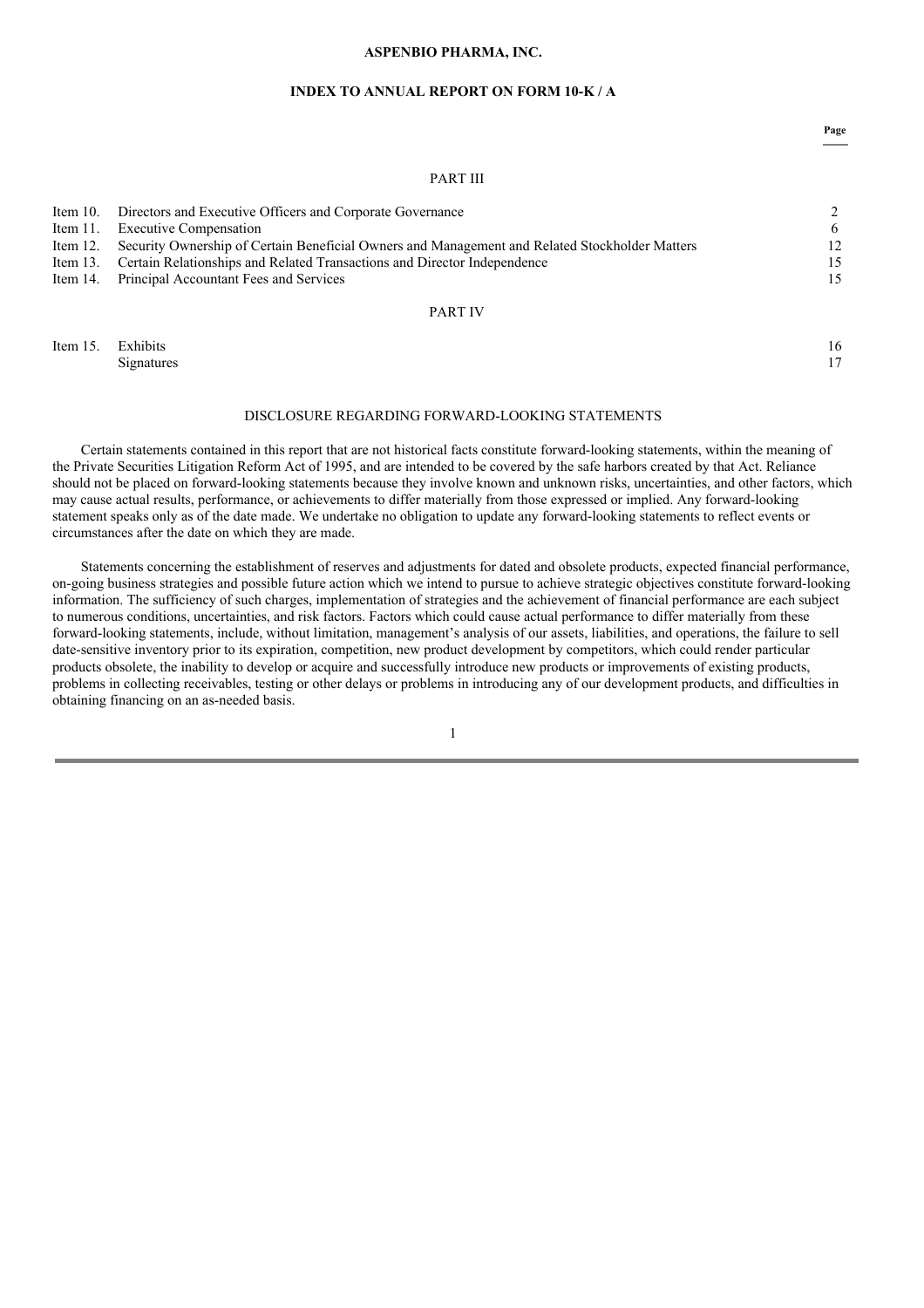**ASPENBIO PHARMA, INC.**

**INDEX TO ANNUAL REPORT ON FORM 10-K / A**

| | | Page |
|---|---|---|
| | PART III | |
| Item 10. | Directors and Executive Officers and Corporate Governance | 2 |
| Item 11. | Executive Compensation | 6 |
| Item 12. | Security Ownership of Certain Beneficial Owners and Management and Related Stockholder Matters | 12 |
| Item 13. | Certain Relationships and Related Transactions and Director Independence | 15 |
| Item 14. | Principal Accountant Fees and Services | 15 |
| | PART IV | |
| Item 15. | Exhibits | 16 |
| | Signatures | 17 |

DISCLOSURE REGARDING FORWARD-LOOKING STATEMENTS

Certain statements contained in this report that are not historical facts constitute forward-looking statements, within the meaning of the Private Securities Litigation Reform Act of 1995, and are intended to be covered by the safe harbors created by that Act. Reliance should not be placed on forward-looking statements because they involve known and unknown risks, uncertainties, and other factors, which may cause actual results, performance, or achievements to differ materially from those expressed or implied. Any forward-looking statement speaks only as of the date made. We undertake no obligation to update any forward-looking statements to reflect events or circumstances after the date on which they are made.

Statements concerning the establishment of reserves and adjustments for dated and obsolete products, expected financial performance, on-going business strategies and possible future action which we intend to pursue to achieve strategic objectives constitute forward-looking information. The sufficiency of such charges, implementation of strategies and the achievement of financial performance are each subject to numerous conditions, uncertainties, and risk factors. Factors which could cause actual performance to differ materially from these forward-looking statements, include, without limitation, management's analysis of our assets, liabilities, and operations, the failure to sell date-sensitive inventory prior to its expiration, competition, new product development by competitors, which could render particular products obsolete, the inability to develop or acquire and successfully introduce new products or improvements of existing products, problems in collecting receivables, testing or other delays or problems in introducing any of our development products, and difficulties in obtaining financing on an as-needed basis.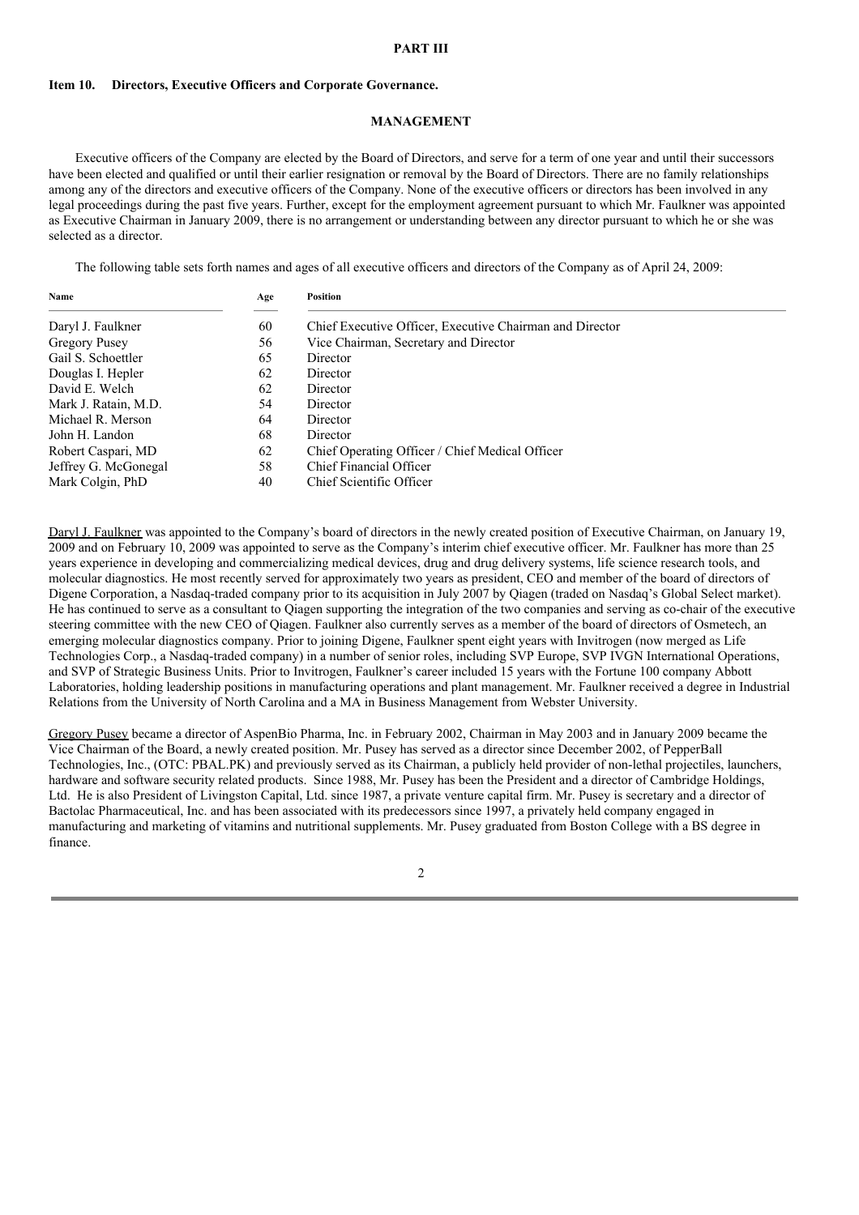# PART III

## Item 10. Directors, Executive Officers and Corporate Governance.

### MANAGEMENT

Executive officers of the Company are elected by the Board of Directors, and serve for a term of one year and until their successors have been elected and qualified or until their earlier resignation or removal by the Board of Directors. There are no family relationships among any of the directors and executive officers of the Company. None of the executive officers or directors has been involved in any legal proceedings during the past five years. Further, except for the employment agreement pursuant to which Mr. Faulkner was appointed as Executive Chairman in January 2009, there is no arrangement or understanding between any director pursuant to which he or she was selected as a director.

The following table sets forth names and ages of all executive officers and directors of the Company as of April 24, 2009:

| Name | Age | Position |
|---|---|---|
| Daryl J. Faulkner | 60 | Chief Executive Officer, Executive Chairman and Director |
| Gregory Pusey | 56 | Vice Chairman, Secretary and Director |
| Gail S. Schoettler | 65 | Director |
| Douglas I. Hepler | 62 | Director |
| David E. Welch | 62 | Director |
| Mark J. Ratain, M.D. | 54 | Director |
| Michael R. Merson | 64 | Director |
| John H. Landon | 68 | Director |
| Robert Caspari, MD | 62 | Chief Operating Officer / Chief Medical Officer |
| Jeffrey G. McGonegal | 58 | Chief Financial Officer |
| Mark Colgin, PhD | 40 | Chief Scientific Officer |

Daryl J. Faulkner was appointed to the Company's board of directors in the newly created position of Executive Chairman, on January 19, 2009 and on February 10, 2009 was appointed to serve as the Company's interim chief executive officer. Mr. Faulkner has more than 25 years experience in developing and commercializing medical devices, drug and drug delivery systems, life science research tools, and molecular diagnostics. He most recently served for approximately two years as president, CEO and member of the board of directors of Digene Corporation, a Nasdaq-traded company prior to its acquisition in July 2007 by Qiagen (traded on Nasdaq's Global Select market). He has continued to serve as a consultant to Qiagen supporting the integration of the two companies and serving as co-chair of the executive steering committee with the new CEO of Qiagen. Faulkner also currently serves as a member of the board of directors of Osmetech, an emerging molecular diagnostics company. Prior to joining Digene, Faulkner spent eight years with Invitrogen (now merged as Life Technologies Corp., a Nasdaq-traded company) in a number of senior roles, including SVP Europe, SVP IVGN International Operations, and SVP of Strategic Business Units. Prior to Invitrogen, Faulkner's career included 15 years with the Fortune 100 company Abbott Laboratories, holding leadership positions in manufacturing operations and plant management. Mr. Faulkner received a degree in Industrial Relations from the University of North Carolina and a MA in Business Management from Webster University.

Gregory Pusey became a director of AspenBio Pharma, Inc. in February 2002, Chairman in May 2003 and in January 2009 became the Vice Chairman of the Board, a newly created position. Mr. Pusey has served as a director since December 2002, of PepperBall Technologies, Inc., (OTC: PBAL.PK) and previously served as its Chairman, a publicly held provider of non-lethal projectiles, launchers, hardware and software security related products. Since 1988, Mr. Pusey has been the President and a director of Cambridge Holdings, Ltd. He is also President of Livingston Capital, Ltd. since 1987, a private venture capital firm. Mr. Pusey is secretary and a director of Bactolac Pharmaceutical, Inc. and has been associated with its predecessors since 1997, a privately held company engaged in manufacturing and marketing of vitamins and nutritional supplements. Mr. Pusey graduated from Boston College with a BS degree in finance.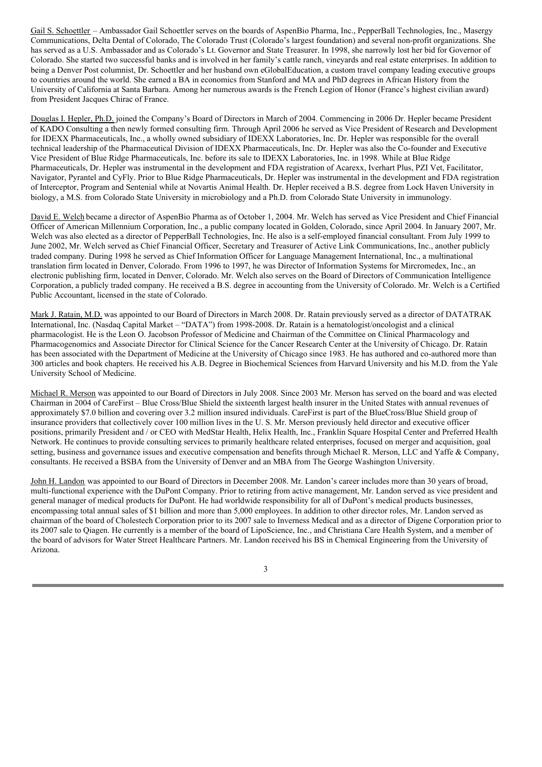Gail S. Schoettler – Ambassador Gail Schoettler serves on the boards of AspenBio Pharma, Inc., PepperBall Technologies, Inc., Masergy Communications, Delta Dental of Colorado, The Colorado Trust (Colorado's largest foundation) and several non-profit organizations. She has served as a U.S. Ambassador and as Colorado's Lt. Governor and State Treasurer. In 1998, she narrowly lost her bid for Governor of Colorado. She started two successful banks and is involved in her family's cattle ranch, vineyards and real estate enterprises. In addition to being a Denver Post columnist, Dr. Schoettler and her husband own eGlobalEducation, a custom travel company leading executive groups to countries around the world. She earned a BA in economics from Stanford and MA and PhD degrees in African History from the University of California at Santa Barbara. Among her numerous awards is the French Legion of Honor (France's highest civilian award) from President Jacques Chirac of France.

Douglas I. Hepler, Ph.D. joined the Company's Board of Directors in March of 2004. Commencing in 2006 Dr. Hepler became President of KADO Consulting a then newly formed consulting firm. Through April 2006 he served as Vice President of Research and Development for IDEXX Pharmaceuticals, Inc., a wholly owned subsidiary of IDEXX Laboratories, Inc. Dr. Hepler was responsible for the overall technical leadership of the Pharmaceutical Division of IDEXX Pharmaceuticals, Inc. Dr. Hepler was also the Co-founder and Executive Vice President of Blue Ridge Pharmaceuticals, Inc. before its sale to IDEXX Laboratories, Inc. in 1998. While at Blue Ridge Pharmaceuticals, Dr. Hepler was instrumental in the development and FDA registration of Acarexx, Iverhart Plus, PZI Vet, Facilitator, Navigator, Pyrantel and CyFly. Prior to Blue Ridge Pharmaceuticals, Dr. Hepler was instrumental in the development and FDA registration of Interceptor, Program and Sentenial while at Novartis Animal Health. Dr. Hepler received a B.S. degree from Lock Haven University in biology, a M.S. from Colorado State University in microbiology and a Ph.D. from Colorado State University in immunology.

David E. Welch became a director of AspenBio Pharma as of October 1, 2004. Mr. Welch has served as Vice President and Chief Financial Officer of American Millennium Corporation, Inc., a public company located in Golden, Colorado, since April 2004. In January 2007, Mr. Welch was also elected as a director of PepperBall Technologies, Inc. He also is a self-employed financial consultant. From July 1999 to June 2002, Mr. Welch served as Chief Financial Officer, Secretary and Treasurer of Active Link Communications, Inc., another publicly traded company. During 1998 he served as Chief Information Officer for Language Management International, Inc., a multinational translation firm located in Denver, Colorado. From 1996 to 1997, he was Director of Information Systems for Mircromedex, Inc., an electronic publishing firm, located in Denver, Colorado. Mr. Welch also serves on the Board of Directors of Communication Intelligence Corporation, a publicly traded company. He received a B.S. degree in accounting from the University of Colorado. Mr. Welch is a Certified Public Accountant, licensed in the state of Colorado.

Mark J. Ratain, M.D. was appointed to our Board of Directors in March 2008. Dr. Ratain previously served as a director of DATATRAK International, Inc. (Nasdaq Capital Market – "DATA") from 1998-2008. Dr. Ratain is a hematologist/oncologist and a clinical pharmacologist. He is the Leon O. Jacobson Professor of Medicine and Chairman of the Committee on Clinical Pharmacology and Pharmacogenomics and Associate Director for Clinical Science for the Cancer Research Center at the University of Chicago. Dr. Ratain has been associated with the Department of Medicine at the University of Chicago since 1983. He has authored and co-authored more than 300 articles and book chapters. He received his A.B. Degree in Biochemical Sciences from Harvard University and his M.D. from the Yale University School of Medicine.

Michael R. Merson was appointed to our Board of Directors in July 2008. Since 2003 Mr. Merson has served on the board and was elected Chairman in 2004 of CareFirst – Blue Cross/Blue Shield the sixteenth largest health insurer in the United States with annual revenues of approximately $7.0 billion and covering over 3.2 million insured individuals. CareFirst is part of the BlueCross/Blue Shield group of insurance providers that collectively cover 100 million lives in the U. S. Mr. Merson previously held director and executive officer positions, primarily President and / or CEO with MedStar Health, Helix Health, Inc., Franklin Square Hospital Center and Preferred Health Network. He continues to provide consulting services to primarily healthcare related enterprises, focused on merger and acquisition, goal setting, business and governance issues and executive compensation and benefits through Michael R. Merson, LLC and Yaffe & Company, consultants. He received a BSBA from the University of Denver and an MBA from The George Washington University.

John H. Landon was appointed to our Board of Directors in December 2008. Mr. Landon's career includes more than 30 years of broad, multi-functional experience with the DuPont Company. Prior to retiring from active management, Mr. Landon served as vice president and general manager of medical products for DuPont. He had worldwide responsibility for all of DuPont's medical products businesses, encompassing total annual sales of $1 billion and more than 5,000 employees. In addition to other director roles, Mr. Landon served as chairman of the board of Cholestech Corporation prior to its 2007 sale to Inverness Medical and as a director of Digene Corporation prior to its 2007 sale to Qiagen. He currently is a member of the board of LipoScience, Inc., and Christiana Care Health System, and a member of the board of advisors for Water Street Healthcare Partners. Mr. Landon received his BS in Chemical Engineering from the University of Arizona.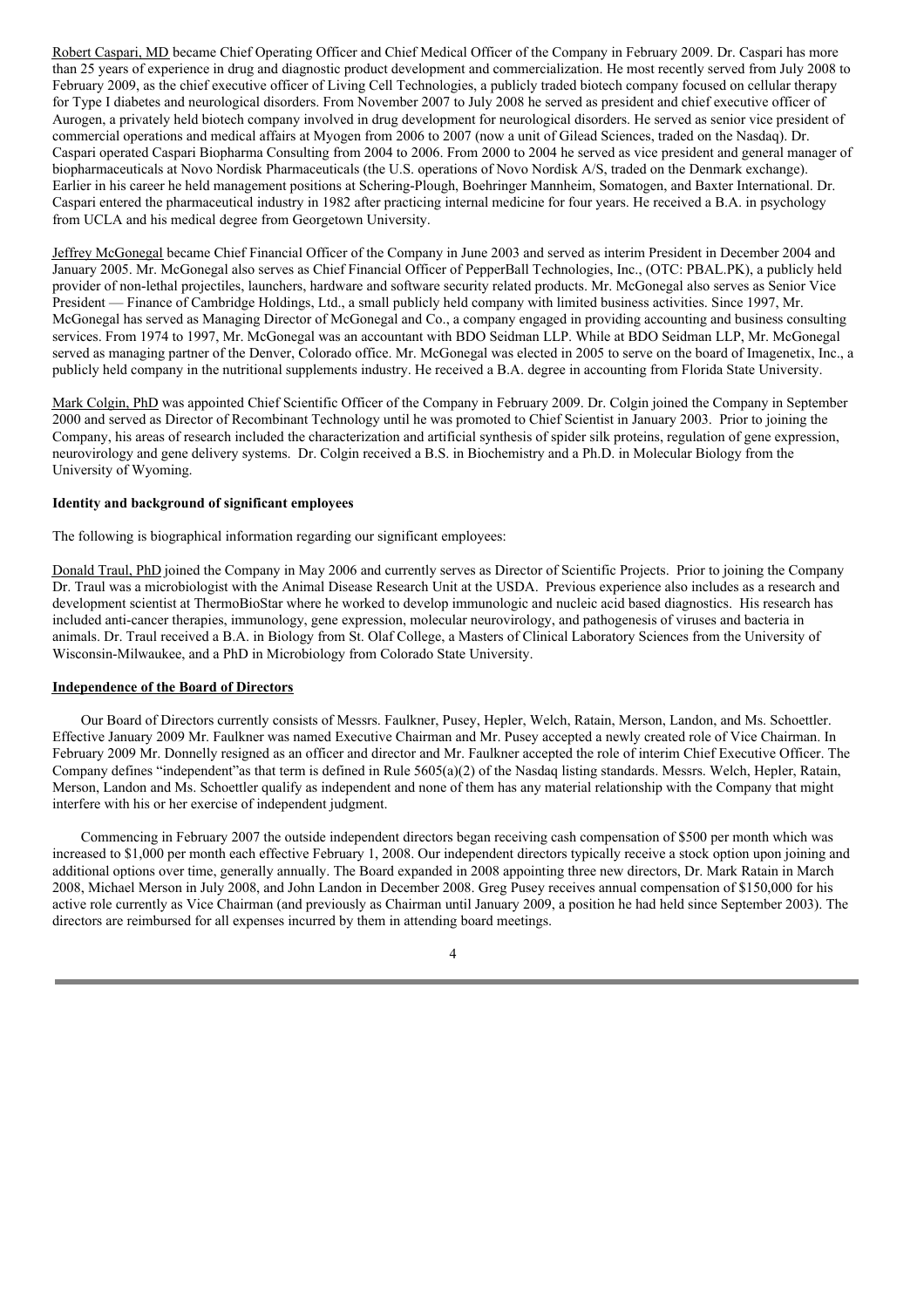Robert Caspari, MD became Chief Operating Officer and Chief Medical Officer of the Company in February 2009. Dr. Caspari has more than 25 years of experience in drug and diagnostic product development and commercialization. He most recently served from July 2008 to February 2009, as the chief executive officer of Living Cell Technologies, a publicly traded biotech company focused on cellular therapy for Type I diabetes and neurological disorders. From November 2007 to July 2008 he served as president and chief executive officer of Aurogen, a privately held biotech company involved in drug development for neurological disorders. He served as senior vice president of commercial operations and medical affairs at Myogen from 2006 to 2007 (now a unit of Gilead Sciences, traded on the Nasdaq). Dr. Caspari operated Caspari Biopharma Consulting from 2004 to 2006. From 2000 to 2004 he served as vice president and general manager of biopharmaceuticals at Novo Nordisk Pharmaceuticals (the U.S. operations of Novo Nordisk A/S, traded on the Denmark exchange). Earlier in his career he held management positions at Schering-Plough, Boehringer Mannheim, Somatogen, and Baxter International. Dr. Caspari entered the pharmaceutical industry in 1982 after practicing internal medicine for four years. He received a B.A. in psychology from UCLA and his medical degree from Georgetown University.

Jeffrey McGonegal became Chief Financial Officer of the Company in June 2003 and served as interim President in December 2004 and January 2005. Mr. McGonegal also serves as Chief Financial Officer of PepperBall Technologies, Inc., (OTC: PBAL.PK), a publicly held provider of non-lethal projectiles, launchers, hardware and software security related products. Mr. McGonegal also serves as Senior Vice President — Finance of Cambridge Holdings, Ltd., a small publicly held company with limited business activities. Since 1997, Mr. McGonegal has served as Managing Director of McGonegal and Co., a company engaged in providing accounting and business consulting services. From 1974 to 1997, Mr. McGonegal was an accountant with BDO Seidman LLP. While at BDO Seidman LLP, Mr. McGonegal served as managing partner of the Denver, Colorado office. Mr. McGonegal was elected in 2005 to serve on the board of Imagenetix, Inc., a publicly held company in the nutritional supplements industry. He received a B.A. degree in accounting from Florida State University.

Mark Colgin, PhD was appointed Chief Scientific Officer of the Company in February 2009. Dr. Colgin joined the Company in September 2000 and served as Director of Recombinant Technology until he was promoted to Chief Scientist in January 2003. Prior to joining the Company, his areas of research included the characterization and artificial synthesis of spider silk proteins, regulation of gene expression, neurovirology and gene delivery systems. Dr. Colgin received a B.S. in Biochemistry and a Ph.D. in Molecular Biology from the University of Wyoming.

**Identity and background of significant employees**

The following is biographical information regarding our significant employees:

Donald Traul, PhD joined the Company in May 2006 and currently serves as Director of Scientific Projects. Prior to joining the Company Dr. Traul was a microbiologist with the Animal Disease Research Unit at the USDA. Previous experience also includes as a research and development scientist at ThermoBioStar where he worked to develop immunologic and nucleic acid based diagnostics. His research has included anti-cancer therapies, immunology, gene expression, molecular neurovirology, and pathogenesis of viruses and bacteria in animals. Dr. Traul received a B.A. in Biology from St. Olaf College, a Masters of Clinical Laboratory Sciences from the University of Wisconsin-Milwaukee, and a PhD in Microbiology from Colorado State University.

**Independence of the Board of Directors**

Our Board of Directors currently consists of Messrs. Faulkner, Pusey, Hepler, Welch, Ratain, Merson, Landon, and Ms. Schoettler. Effective January 2009 Mr. Faulkner was named Executive Chairman and Mr. Pusey accepted a newly created role of Vice Chairman. In February 2009 Mr. Donnelly resigned as an officer and director and Mr. Faulkner accepted the role of interim Chief Executive Officer. The Company defines "independent"as that term is defined in Rule 5605(a)(2) of the Nasdaq listing standards. Messrs. Welch, Hepler, Ratain, Merson, Landon and Ms. Schoettler qualify as independent and none of them has any material relationship with the Company that might interfere with his or her exercise of independent judgment.

Commencing in February 2007 the outside independent directors began receiving cash compensation of $500 per month which was increased to $1,000 per month each effective February 1, 2008. Our independent directors typically receive a stock option upon joining and additional options over time, generally annually. The Board expanded in 2008 appointing three new directors, Dr. Mark Ratain in March 2008, Michael Merson in July 2008, and John Landon in December 2008. Greg Pusey receives annual compensation of $150,000 for his active role currently as Vice Chairman (and previously as Chairman until January 2009, a position he had held since September 2003). The directors are reimbursed for all expenses incurred by them in attending board meetings.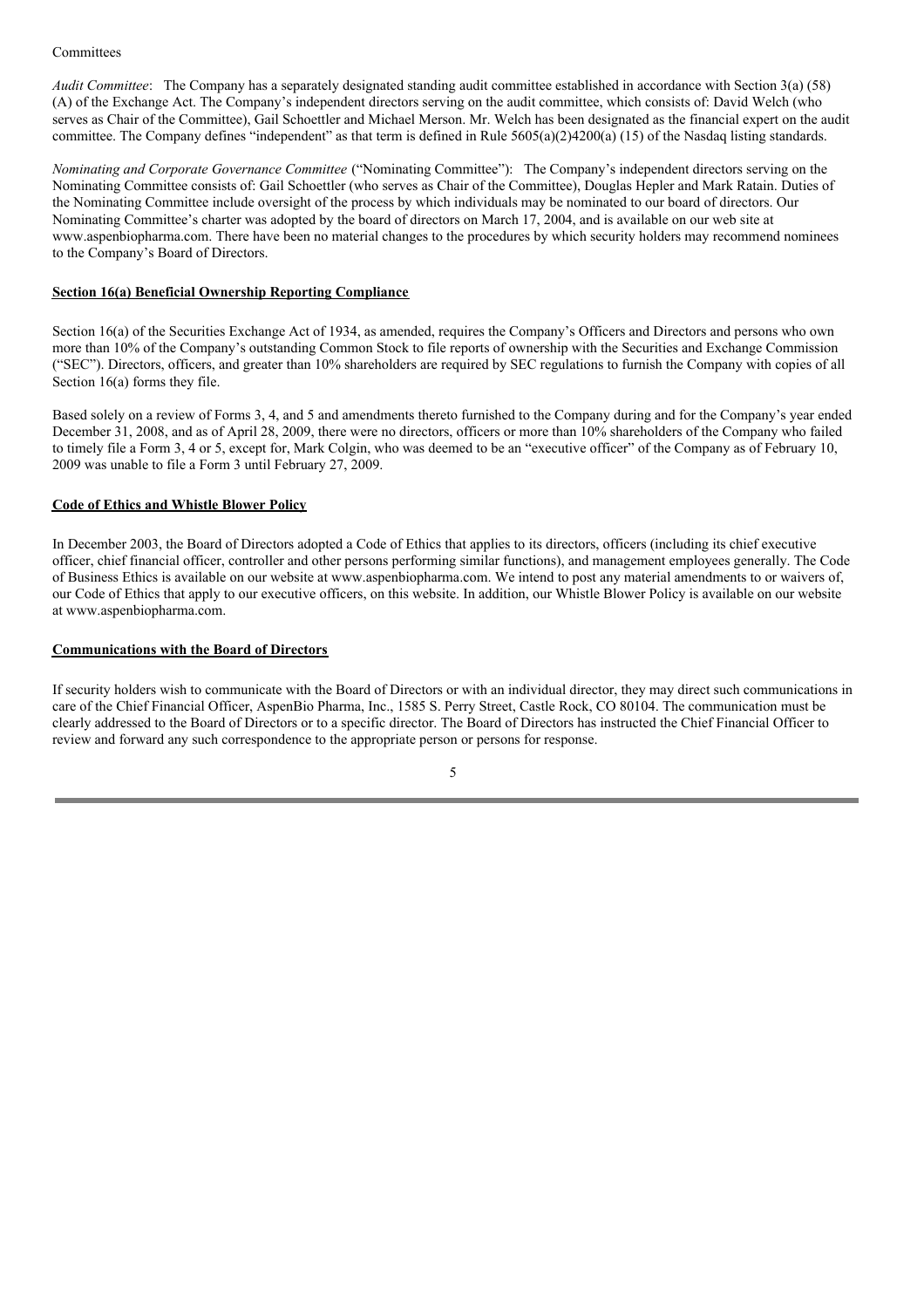Committees

*Audit Committee*: The Company has a separately designated standing audit committee established in accordance with Section 3(a) (58) (A) of the Exchange Act. The Company's independent directors serving on the audit committee, which consists of: David Welch (who serves as Chair of the Committee), Gail Schoettler and Michael Merson. Mr. Welch has been designated as the financial expert on the audit committee. The Company defines "independent" as that term is defined in Rule 5605(a)(2)4200(a) (15) of the Nasdaq listing standards.

*Nominating and Corporate Governance Committee* ("Nominating Committee"): The Company's independent directors serving on the Nominating Committee consists of: Gail Schoettler (who serves as Chair of the Committee), Douglas Hepler and Mark Ratain. Duties of the Nominating Committee include oversight of the process by which individuals may be nominated to our board of directors. Our Nominating Committee's charter was adopted by the board of directors on March 17, 2004, and is available on our web site at www.aspenbiopharma.com. There have been no material changes to the procedures by which security holders may recommend nominees to the Company's Board of Directors.

**Section 16(a) Beneficial Ownership Reporting Compliance**

Section 16(a) of the Securities Exchange Act of 1934, as amended, requires the Company's Officers and Directors and persons who own more than 10% of the Company's outstanding Common Stock to file reports of ownership with the Securities and Exchange Commission ("SEC"). Directors, officers, and greater than 10% shareholders are required by SEC regulations to furnish the Company with copies of all Section 16(a) forms they file.

Based solely on a review of Forms 3, 4, and 5 and amendments thereto furnished to the Company during and for the Company's year ended December 31, 2008, and as of April 28, 2009, there were no directors, officers or more than 10% shareholders of the Company who failed to timely file a Form 3, 4 or 5, except for, Mark Colgin, who was deemed to be an "executive officer" of the Company as of February 10, 2009 was unable to file a Form 3 until February 27, 2009.

**Code of Ethics and Whistle Blower Policy**

In December 2003, the Board of Directors adopted a Code of Ethics that applies to its directors, officers (including its chief executive officer, chief financial officer, controller and other persons performing similar functions), and management employees generally. The Code of Business Ethics is available on our website at www.aspenbiopharma.com. We intend to post any material amendments to or waivers of, our Code of Ethics that apply to our executive officers, on this website. In addition, our Whistle Blower Policy is available on our website at www.aspenbiopharma.com.

**Communications with the Board of Directors**

If security holders wish to communicate with the Board of Directors or with an individual director, they may direct such communications in care of the Chief Financial Officer, AspenBio Pharma, Inc., 1585 S. Perry Street, Castle Rock, CO 80104. The communication must be clearly addressed to the Board of Directors or to a specific director. The Board of Directors has instructed the Chief Financial Officer to review and forward any such correspondence to the appropriate person or persons for response.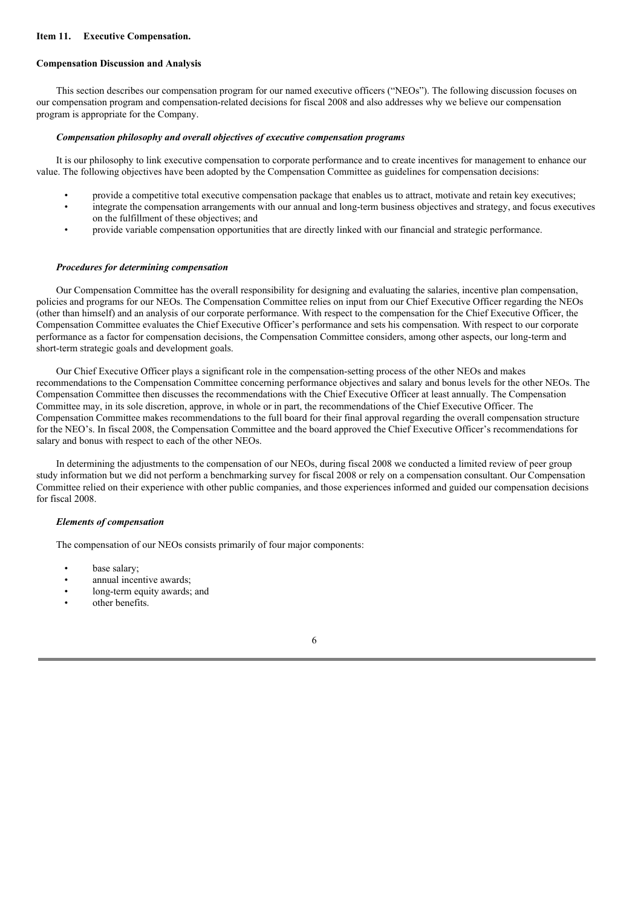## Item 11. Executive Compensation.

### Compensation Discussion and Analysis

This section describes our compensation program for our named executive officers ("NEOs"). The following discussion focuses on our compensation program and compensation-related decisions for fiscal 2008 and also addresses why we believe our compensation program is appropriate for the Company.

***Compensation philosophy and overall objectives of executive compensation programs***

It is our philosophy to link executive compensation to corporate performance and to create incentives for management to enhance our value. The following objectives have been adopted by the Compensation Committee as guidelines for compensation decisions:

- provide a competitive total executive compensation package that enables us to attract, motivate and retain key executives;
- integrate the compensation arrangements with our annual and long-term business objectives and strategy, and focus executives on the fulfillment of these objectives; and
- provide variable compensation opportunities that are directly linked with our financial and strategic performance.

***Procedures for determining compensation***

Our Compensation Committee has the overall responsibility for designing and evaluating the salaries, incentive plan compensation, policies and programs for our NEOs. The Compensation Committee relies on input from our Chief Executive Officer regarding the NEOs (other than himself) and an analysis of our corporate performance. With respect to the compensation for the Chief Executive Officer, the Compensation Committee evaluates the Chief Executive Officer's performance and sets his compensation. With respect to our corporate performance as a factor for compensation decisions, the Compensation Committee considers, among other aspects, our long-term and short-term strategic goals and development goals.

Our Chief Executive Officer plays a significant role in the compensation-setting process of the other NEOs and makes recommendations to the Compensation Committee concerning performance objectives and salary and bonus levels for the other NEOs. The Compensation Committee then discusses the recommendations with the Chief Executive Officer at least annually. The Compensation Committee may, in its sole discretion, approve, in whole or in part, the recommendations of the Chief Executive Officer. The Compensation Committee makes recommendations to the full board for their final approval regarding the overall compensation structure for the NEO's. In fiscal 2008, the Compensation Committee and the board approved the Chief Executive Officer's recommendations for salary and bonus with respect to each of the other NEOs.

In determining the adjustments to the compensation of our NEOs, during fiscal 2008 we conducted a limited review of peer group study information but we did not perform a benchmarking survey for fiscal 2008 or rely on a compensation consultant. Our Compensation Committee relied on their experience with other public companies, and those experiences informed and guided our compensation decisions for fiscal 2008.

***Elements of compensation***

The compensation of our NEOs consists primarily of four major components:

- base salary;
- annual incentive awards;
- long-term equity awards; and
- other benefits.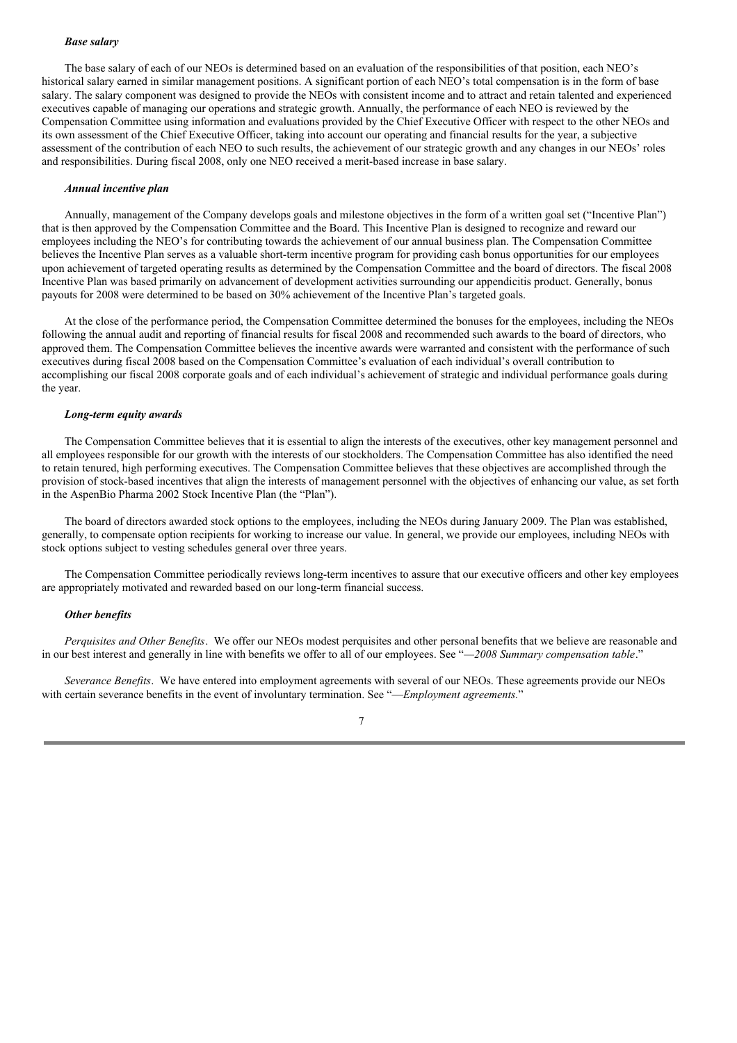#### *Base salary*

The base salary of each of our NEOs is determined based on an evaluation of the responsibilities of that position, each NEO's historical salary earned in similar management positions. A significant portion of each NEO's total compensation is in the form of base salary. The salary component was designed to provide the NEOs with consistent income and to attract and retain talented and experienced executives capable of managing our operations and strategic growth. Annually, the performance of each NEO is reviewed by the Compensation Committee using information and evaluations provided by the Chief Executive Officer with respect to the other NEOs and its own assessment of the Chief Executive Officer, taking into account our operating and financial results for the year, a subjective assessment of the contribution of each NEO to such results, the achievement of our strategic growth and any changes in our NEOs' roles and responsibilities. During fiscal 2008, only one NEO received a merit-based increase in base salary.

#### *Annual incentive plan*

Annually, management of the Company develops goals and milestone objectives in the form of a written goal set ("Incentive Plan") that is then approved by the Compensation Committee and the Board. This Incentive Plan is designed to recognize and reward our employees including the NEO's for contributing towards the achievement of our annual business plan. The Compensation Committee believes the Incentive Plan serves as a valuable short-term incentive program for providing cash bonus opportunities for our employees upon achievement of targeted operating results as determined by the Compensation Committee and the board of directors. The fiscal 2008 Incentive Plan was based primarily on advancement of development activities surrounding our appendicitis product. Generally, bonus payouts for 2008 were determined to be based on 30% achievement of the Incentive Plan's targeted goals.

At the close of the performance period, the Compensation Committee determined the bonuses for the employees, including the NEOs following the annual audit and reporting of financial results for fiscal 2008 and recommended such awards to the board of directors, who approved them. The Compensation Committee believes the incentive awards were warranted and consistent with the performance of such executives during fiscal 2008 based on the Compensation Committee's evaluation of each individual's overall contribution to accomplishing our fiscal 2008 corporate goals and of each individual's achievement of strategic and individual performance goals during the year.

#### *Long-term equity awards*

The Compensation Committee believes that it is essential to align the interests of the executives, other key management personnel and all employees responsible for our growth with the interests of our stockholders. The Compensation Committee has also identified the need to retain tenured, high performing executives. The Compensation Committee believes that these objectives are accomplished through the provision of stock-based incentives that align the interests of management personnel with the objectives of enhancing our value, as set forth in the AspenBio Pharma 2002 Stock Incentive Plan (the "Plan").

The board of directors awarded stock options to the employees, including the NEOs during January 2009. The Plan was established, generally, to compensate option recipients for working to increase our value. In general, we provide our employees, including NEOs with stock options subject to vesting schedules general over three years.

The Compensation Committee periodically reviews long-term incentives to assure that our executive officers and other key employees are appropriately motivated and rewarded based on our long-term financial success.

#### *Other benefits*

*Perquisites and Other Benefits*. We offer our NEOs modest perquisites and other personal benefits that we believe are reasonable and in our best interest and generally in line with benefits we offer to all of our employees. See "*—2008 Summary compensation table*."

*Severance Benefits*. We have entered into employment agreements with several of our NEOs. These agreements provide our NEOs with certain severance benefits in the event of involuntary termination. See "*—Employment agreements.*"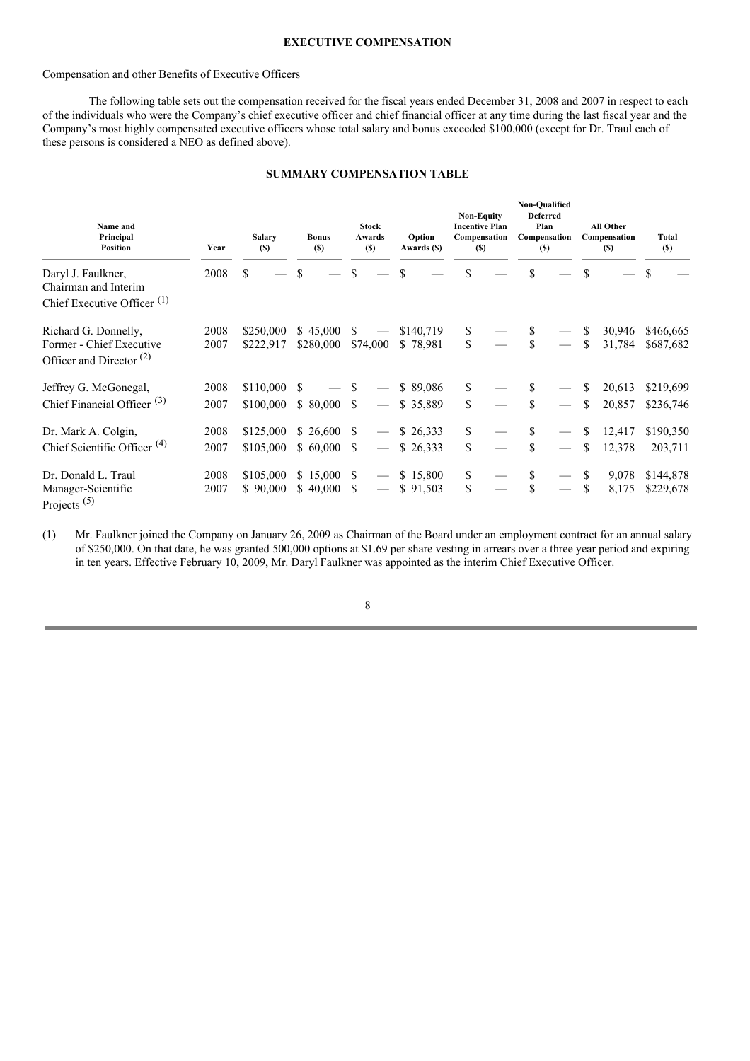**EXECUTIVE COMPENSATION**

Compensation and other Benefits of Executive Officers

The following table sets out the compensation received for the fiscal years ended December 31, 2008 and 2007 in respect to each of the individuals who were the Company's chief executive officer and chief financial officer at any time during the last fiscal year and the Company's most highly compensated executive officers whose total salary and bonus exceeded $100,000 (except for Dr. Traul each of these persons is considered a NEO as defined above).

**SUMMARY COMPENSATION TABLE**

| Name and Principal Position | Year | Salary ($) | Bonus ($) | Stock Awards ($) | Option Awards ($) | Non-Equity Incentive Plan Compensation ($) | Non-Qualified Deferred Plan Compensation ($) | All Other Compensation ($) | Total ($) |
|---|---|---|---|---|---|---|---|---|---|
| Daryl J. Faulkner, Chairman and Interim Chief Executive Officer (1) | 2008 | $ — | $ — | $ — | $ — | $ — | $ — | $ — | $ — |
| Richard G. Donnelly, Former - Chief Executive Officer and Director (2) | 2008 | $250,000 | $ 45,000 | $ — | $140,719 | $ — | $ — | $ 30,946 | $466,665 |
| | 2007 | $222,917 | $280,000 | $74,000 | $ 78,981 | $ — | $ — | $ 31,784 | $687,682 |
| Jeffrey G. McGonegal, Chief Financial Officer (3) | 2008 | $110,000 | $ — | $ — | $ 89,086 | $ — | $ — | $ 20,613 | $219,699 |
| | 2007 | $100,000 | $ 80,000 | $ — | $ 35,889 | $ — | $ — | $ 20,857 | $236,746 |
| Dr. Mark A. Colgin, Chief Scientific Officer (4) | 2008 | $125,000 | $ 26,600 | $ — | $ 26,333 | $ — | $ — | $ 12,417 | $190,350 |
| | 2007 | $105,000 | $ 60,000 | $ — | $ 26,333 | $ — | $ — | $ 12,378 | 203,711 |
| Dr. Donald L. Traul Manager-Scientific Projects (5) | 2008 | $105,000 | $ 15,000 | $ — | $ 15,800 | $ — | $ — | $ 9,078 | $144,878 |
| | 2007 | $ 90,000 | $ 40,000 | $ — | $ 91,503 | $ — | $ — | $ 8,175 | $229,678 |

(1) Mr. Faulkner joined the Company on January 26, 2009 as Chairman of the Board under an employment contract for an annual salary of $250,000. On that date, he was granted 500,000 options at $1.69 per share vesting in arrears over a three year period and expiring in ten years. Effective February 10, 2009, Mr. Daryl Faulkner was appointed as the interim Chief Executive Officer.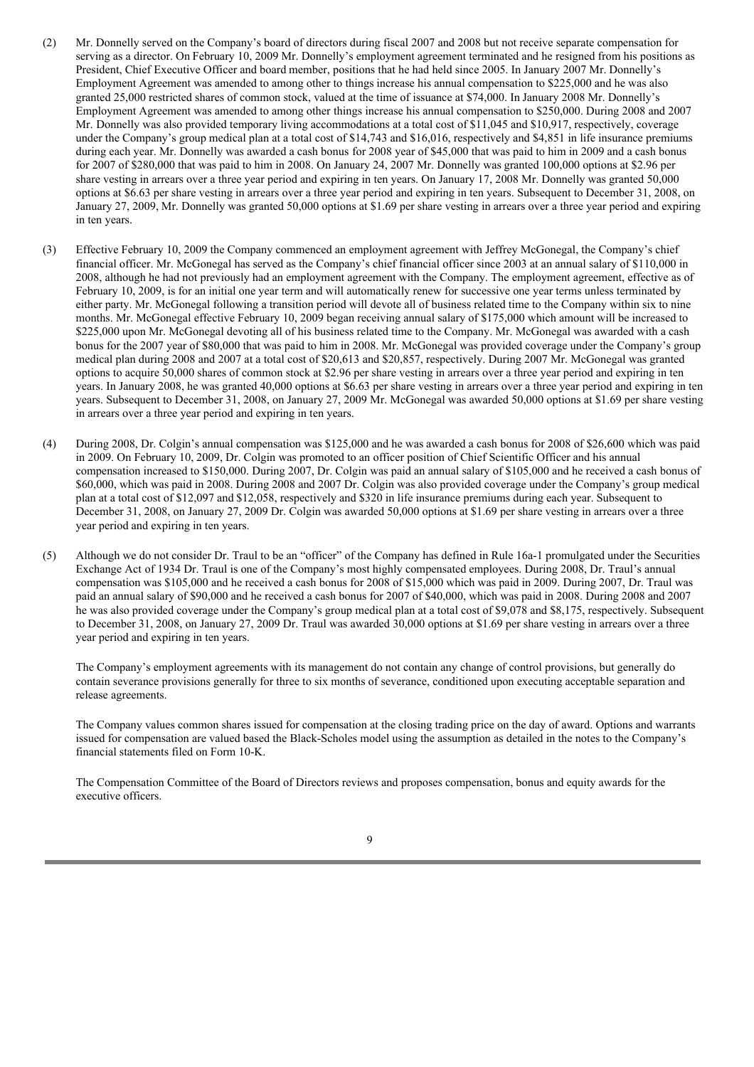(2) Mr. Donnelly served on the Company's board of directors during fiscal 2007 and 2008 but not receive separate compensation for serving as a director. On February 10, 2009 Mr. Donnelly's employment agreement terminated and he resigned from his positions as President, Chief Executive Officer and board member, positions that he had held since 2005. In January 2007 Mr. Donnelly's Employment Agreement was amended to among other to things increase his annual compensation to $225,000 and he was also granted 25,000 restricted shares of common stock, valued at the time of issuance at $74,000. In January 2008 Mr. Donnelly's Employment Agreement was amended to among other things increase his annual compensation to $250,000. During 2008 and 2007 Mr. Donnelly was also provided temporary living accommodations at a total cost of $11,045 and $10,917, respectively, coverage under the Company's group medical plan at a total cost of $14,743 and $16,016, respectively and $4,851 in life insurance premiums during each year. Mr. Donnelly was awarded a cash bonus for 2008 year of $45,000 that was paid to him in 2009 and a cash bonus for 2007 of $280,000 that was paid to him in 2008. On January 24, 2007 Mr. Donnelly was granted 100,000 options at $2.96 per share vesting in arrears over a three year period and expiring in ten years. On January 17, 2008 Mr. Donnelly was granted 50,000 options at $6.63 per share vesting in arrears over a three year period and expiring in ten years. Subsequent to December 31, 2008, on January 27, 2009, Mr. Donnelly was granted 50,000 options at $1.69 per share vesting in arrears over a three year period and expiring in ten years.

(3) Effective February 10, 2009 the Company commenced an employment agreement with Jeffrey McGonegal, the Company's chief financial officer. Mr. McGonegal has served as the Company's chief financial officer since 2003 at an annual salary of $110,000 in 2008, although he had not previously had an employment agreement with the Company. The employment agreement, effective as of February 10, 2009, is for an initial one year term and will automatically renew for successive one year terms unless terminated by either party. Mr. McGonegal following a transition period will devote all of business related time to the Company within six to nine months. Mr. McGonegal effective February 10, 2009 began receiving annual salary of $175,000 which amount will be increased to $225,000 upon Mr. McGonegal devoting all of his business related time to the Company. Mr. McGonegal was awarded with a cash bonus for the 2007 year of $80,000 that was paid to him in 2008. Mr. McGonegal was provided coverage under the Company's group medical plan during 2008 and 2007 at a total cost of $20,613 and $20,857, respectively. During 2007 Mr. McGonegal was granted options to acquire 50,000 shares of common stock at $2.96 per share vesting in arrears over a three year period and expiring in ten years. In January 2008, he was granted 40,000 options at $6.63 per share vesting in arrears over a three year period and expiring in ten years. Subsequent to December 31, 2008, on January 27, 2009 Mr. McGonegal was awarded 50,000 options at $1.69 per share vesting in arrears over a three year period and expiring in ten years.

(4) During 2008, Dr. Colgin's annual compensation was $125,000 and he was awarded a cash bonus for 2008 of $26,600 which was paid in 2009. On February 10, 2009, Dr. Colgin was promoted to an officer position of Chief Scientific Officer and his annual compensation increased to $150,000. During 2007, Dr. Colgin was paid an annual salary of $105,000 and he received a cash bonus of $60,000, which was paid in 2008. During 2008 and 2007 Dr. Colgin was also provided coverage under the Company's group medical plan at a total cost of $12,097 and $12,058, respectively and $320 in life insurance premiums during each year. Subsequent to December 31, 2008, on January 27, 2009 Dr. Colgin was awarded 50,000 options at $1.69 per share vesting in arrears over a three year period and expiring in ten years.

(5) Although we do not consider Dr. Traul to be an "officer" of the Company has defined in Rule 16a-1 promulgated under the Securities Exchange Act of 1934 Dr. Traul is one of the Company's most highly compensated employees. During 2008, Dr. Traul's annual compensation was $105,000 and he received a cash bonus for 2008 of $15,000 which was paid in 2009. During 2007, Dr. Traul was paid an annual salary of $90,000 and he received a cash bonus for 2007 of $40,000, which was paid in 2008. During 2008 and 2007 he was also provided coverage under the Company's group medical plan at a total cost of $9,078 and $8,175, respectively. Subsequent to December 31, 2008, on January 27, 2009 Dr. Traul was awarded 30,000 options at $1.69 per share vesting in arrears over a three year period and expiring in ten years.

The Company's employment agreements with its management do not contain any change of control provisions, but generally do contain severance provisions generally for three to six months of severance, conditioned upon executing acceptable separation and release agreements.

The Company values common shares issued for compensation at the closing trading price on the day of award. Options and warrants issued for compensation are valued based the Black-Scholes model using the assumption as detailed in the notes to the Company's financial statements filed on Form 10-K.

The Compensation Committee of the Board of Directors reviews and proposes compensation, bonus and equity awards for the executive officers.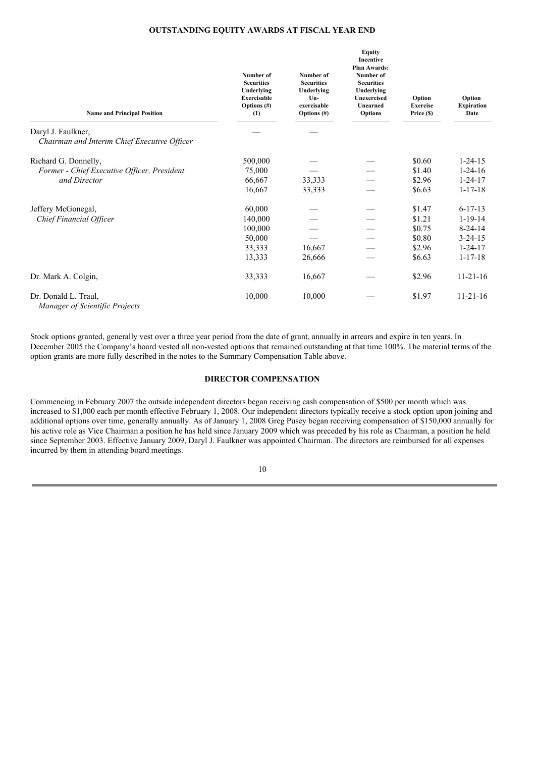## OUTSTANDING EQUITY AWARDS AT FISCAL YEAR END

| Name and Principal Position | Number of Securities Underlying Exercisable Options (#) (1) | Number of Securities Underlying Un-exercisable Options (#) | Equity Incentive Plan Awards: Number of Securities Underlying Unexercised Unearned Options | Option Exercise Price ($) | Option Expiration Date |
|---|---|---|---|---|---|
| Daryl J. Faulkner, *Chairman and Interim Chief Executive Officer* | — | — | | | |
| Richard G. Donnelly, *Former - Chief Executive Officer, President and Director* | 500,000 | — | — | $0.60 | 1-24-15 |
| | 75,000 | — | — | $1.40 | 1-24-16 |
| | 66,667 | 33,333 | — | $2.96 | 1-24-17 |
| | 16,667 | 33,333 | — | $6.63 | 1-17-18 |
| Jeffery McGonegal, *Chief Financial Officer* | 60,000 | — | — | $1.47 | 6-17-13 |
| | 140,000 | — | — | $1.21 | 1-19-14 |
| | 100,000 | — | — | $0.75 | 8-24-14 |
| | 50,000 | — | — | $0.80 | 3-24-15 |
| | 33,333 | 16,667 | — | $2.96 | 1-24-17 |
| | 13,333 | 26,666 | — | $6.63 | 1-17-18 |
| Dr. Mark A. Colgin, | 33,333 | 16,667 | — | $2.96 | 11-21-16 |
| Dr. Donald L. Traul, *Manager of Scientific Projects* | 10,000 | 10,000 | — | $1.97 | 11-21-16 |

Stock options granted, generally vest over a three year period from the date of grant, annually in arrears and expire in ten years. In December 2005 the Company's board vested all non-vested options that remained outstanding at that time 100%. The material terms of the option grants are more fully described in the notes to the Summary Compensation Table above.

## DIRECTOR COMPENSATION

Commencing in February 2007 the outside independent directors began receiving cash compensation of $500 per month which was increased to $1,000 each per month effective February 1, 2008. Our independent directors typically receive a stock option upon joining and additional options over time, generally annually. As of January 1, 2008 Greg Pusey began receiving compensation of $150,000 annually for his active role as Vice Chairman a position he has held since January 2009 which was preceded by his role as Chairman, a position he held since September 2003. Effective January 2009, Daryl J. Faulkner was appointed Chairman. The directors are reimbursed for all expenses incurred by them in attending board meetings.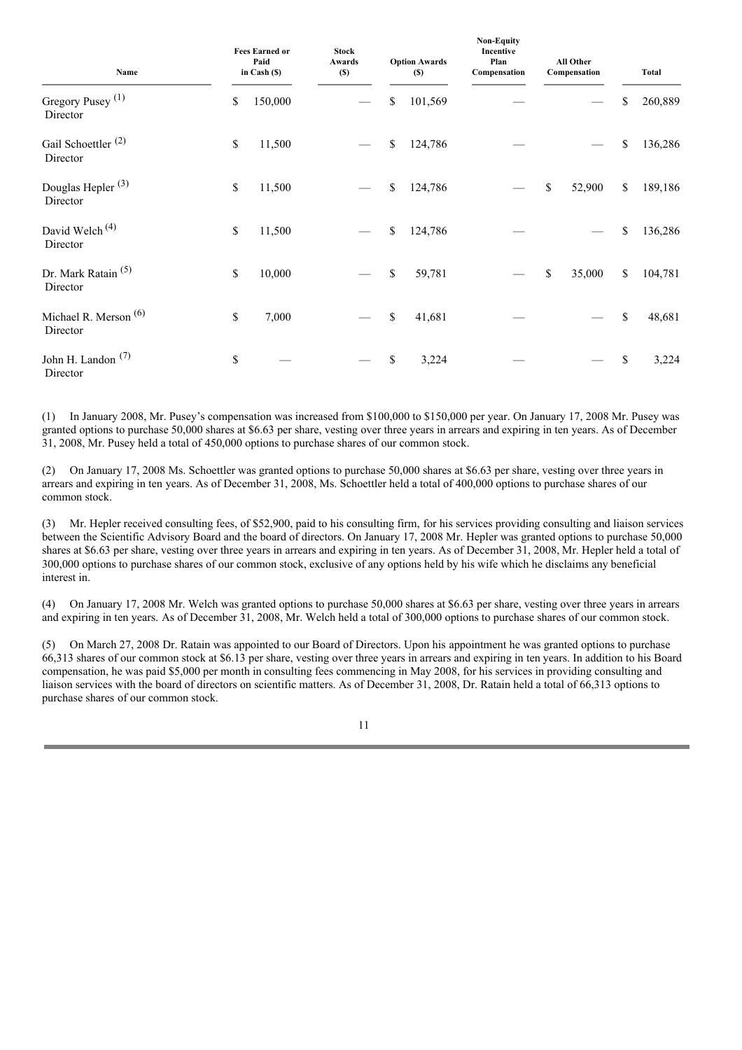| Name | Fees Earned or Paid in Cash ($) | Stock Awards ($) | Option Awards ($) | Non-Equity Incentive Plan Compensation | All Other Compensation | Total |
|---|---|---|---|---|---|---|
| Gregory Pusey (1) Director | $ 150,000 | — | $ 101,569 | — | — | $ 260,889 |
| Gail Schoettler (2) Director | $ 11,500 | — | $ 124,786 | — | — | $ 136,286 |
| Douglas Hepler (3) Director | $ 11,500 | — | $ 124,786 | — | $ 52,900 | $ 189,186 |
| David Welch (4) Director | $ 11,500 | — | $ 124,786 | — | — | $ 136,286 |
| Dr. Mark Ratain (5) Director | $ 10,000 | — | $ 59,781 | — | $ 35,000 | $ 104,781 |
| Michael R. Merson (6) Director | $ 7,000 | — | $ 41,681 | — | — | $ 48,681 |
| John H. Landon (7) Director | $ — | — | $ 3,224 | — | — | $ 3,224 |

(1) In January 2008, Mr. Pusey's compensation was increased from $100,000 to $150,000 per year. On January 17, 2008 Mr. Pusey was granted options to purchase 50,000 shares at $6.63 per share, vesting over three years in arrears and expiring in ten years. As of December 31, 2008, Mr. Pusey held a total of 450,000 options to purchase shares of our common stock.

(2) On January 17, 2008 Ms. Schoettler was granted options to purchase 50,000 shares at $6.63 per share, vesting over three years in arrears and expiring in ten years. As of December 31, 2008, Ms. Schoettler held a total of 400,000 options to purchase shares of our common stock.

(3) Mr. Hepler received consulting fees, of $52,900, paid to his consulting firm, for his services providing consulting and liaison services between the Scientific Advisory Board and the board of directors. On January 17, 2008 Mr. Hepler was granted options to purchase 50,000 shares at $6.63 per share, vesting over three years in arrears and expiring in ten years. As of December 31, 2008, Mr. Hepler held a total of 300,000 options to purchase shares of our common stock, exclusive of any options held by his wife which he disclaims any beneficial interest in.

(4) On January 17, 2008 Mr. Welch was granted options to purchase 50,000 shares at $6.63 per share, vesting over three years in arrears and expiring in ten years. As of December 31, 2008, Mr. Welch held a total of 300,000 options to purchase shares of our common stock.

(5) On March 27, 2008 Dr. Ratain was appointed to our Board of Directors. Upon his appointment he was granted options to purchase 66,313 shares of our common stock at $6.13 per share, vesting over three years in arrears and expiring in ten years. In addition to his Board compensation, he was paid $5,000 per month in consulting fees commencing in May 2008, for his services in providing consulting and liaison services with the board of directors on scientific matters. As of December 31, 2008, Dr. Ratain held a total of 66,313 options to purchase shares of our common stock.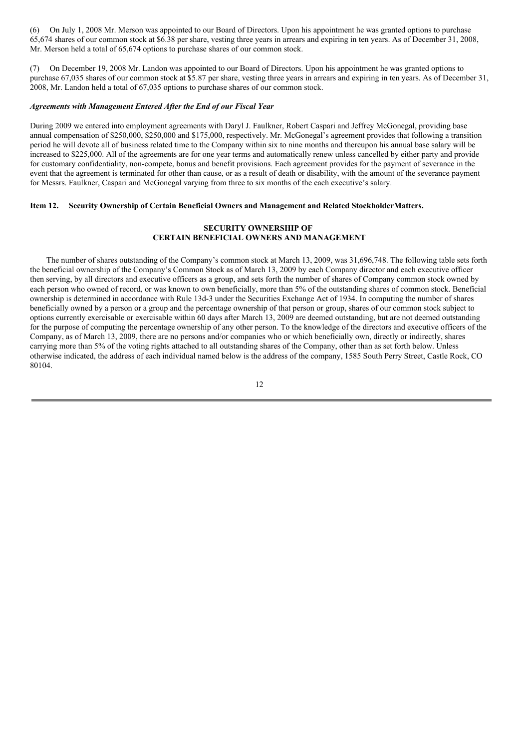(6) On July 1, 2008 Mr. Merson was appointed to our Board of Directors. Upon his appointment he was granted options to purchase 65,674 shares of our common stock at $6.38 per share, vesting three years in arrears and expiring in ten years. As of December 31, 2008, Mr. Merson held a total of 65,674 options to purchase shares of our common stock.

(7) On December 19, 2008 Mr. Landon was appointed to our Board of Directors. Upon his appointment he was granted options to purchase 67,035 shares of our common stock at $5.87 per share, vesting three years in arrears and expiring in ten years. As of December 31, 2008, Mr. Landon held a total of 67,035 options to purchase shares of our common stock.

***Agreements with Management Entered After the End of our Fiscal Year***

During 2009 we entered into employment agreements with Daryl J. Faulkner, Robert Caspari and Jeffrey McGonegal, providing base annual compensation of $250,000, $250,000 and $175,000, respectively. Mr. McGonegal's agreement provides that following a transition period he will devote all of business related time to the Company within six to nine months and thereupon his annual base salary will be increased to $225,000. All of the agreements are for one year terms and automatically renew unless cancelled by either party and provide for customary confidentiality, non-compete, bonus and benefit provisions. Each agreement provides for the payment of severance in the event that the agreement is terminated for other than cause, or as a result of death or disability, with the amount of the severance payment for Messrs. Faulkner, Caspari and McGonegal varying from three to six months of the each executive's salary.

## Item 12. Security Ownership of Certain Beneficial Owners and Management and Related StockholderMatters.

### SECURITY OWNERSHIP OF CERTAIN BENEFICIAL OWNERS AND MANAGEMENT

The number of shares outstanding of the Company's common stock at March 13, 2009, was 31,696,748. The following table sets forth the beneficial ownership of the Company's Common Stock as of March 13, 2009 by each Company director and each executive officer then serving, by all directors and executive officers as a group, and sets forth the number of shares of Company common stock owned by each person who owned of record, or was known to own beneficially, more than 5% of the outstanding shares of common stock. Beneficial ownership is determined in accordance with Rule 13d-3 under the Securities Exchange Act of 1934. In computing the number of shares beneficially owned by a person or a group and the percentage ownership of that person or group, shares of our common stock subject to options currently exercisable or exercisable within 60 days after March 13, 2009 are deemed outstanding, but are not deemed outstanding for the purpose of computing the percentage ownership of any other person. To the knowledge of the directors and executive officers of the Company, as of March 13, 2009, there are no persons and/or companies who or which beneficially own, directly or indirectly, shares carrying more than 5% of the voting rights attached to all outstanding shares of the Company, other than as set forth below. Unless otherwise indicated, the address of each individual named below is the address of the company, 1585 South Perry Street, Castle Rock, CO 80104.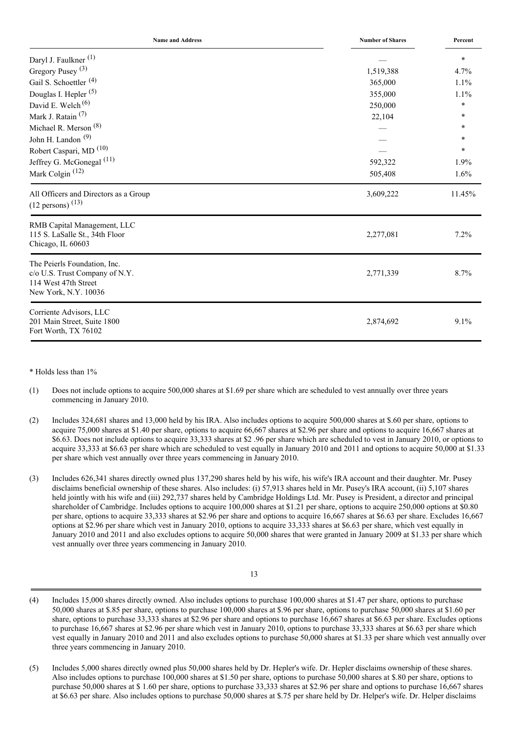| Name and Address | Number of Shares | Percent |
|---|---|---|
| Daryl J. Faulkner [(1)] | — | * |
| Gregory Pusey [(3)] | 1,519,388 | 4.7% |
| Gail S. Schoettler [(4)] | 365,000 | 1.1% |
| Douglas I. Hepler [(5)] | 355,000 | 1.1% |
| David E. Welch [(6)] | 250,000 | * |
| Mark J. Ratain [(7)] | 22,104 | * |
| Michael R. Merson [(8)] | — | * |
| John H. Landon [(9)] | — | * |
| Robert Caspari, MD [(10)] | — | * |
| Jeffrey G. McGonegal [(11)] | 592,322 | 1.9% |
| Mark Colgin [(12)] | 505,408 | 1.6% |
| All Officers and Directors as a Group (12 persons) [(13)] | 3,609,222 | 11.45% |
| RMB Capital Management, LLC<br>115 S. LaSalle St., 34th Floor<br>Chicago, IL 60603 | 2,277,081 | 7.2% |
| The Peierls Foundation, Inc.<br>c/o U.S. Trust Company of N.Y.<br>114 West 47th Street<br>New York, N.Y. 10036 | 2,771,339 | 8.7% |
| Corriente Advisors, LLC<br>201 Main Street, Suite 1800<br>Fort Worth, TX 76102 | 2,874,692 | 9.1% |

* Holds less than 1%

(1) Does not include options to acquire 500,000 shares at $1.69 per share which are scheduled to vest annually over three years commencing in January 2010.

(2) Includes 324,681 shares and 13,000 held by his IRA. Also includes options to acquire 500,000 shares at $.60 per share, options to acquire 75,000 shares at $1.40 per share, options to acquire 66,667 shares at $2.96 per share and options to acquire 16,667 shares at $6.63. Does not include options to acquire 33,333 shares at $2 .96 per share which are scheduled to vest in January 2010, or options to acquire 33,333 at $6.63 per share which are scheduled to vest equally in January 2010 and 2011 and options to acquire 50,000 at $1.33 per share which vest annually over three years commencing in January 2010.

(3) Includes 626,341 shares directly owned plus 137,290 shares held by his wife, his wife's IRA account and their daughter. Mr. Pusey disclaims beneficial ownership of these shares. Also includes: (i) 57,913 shares held in Mr. Pusey's IRA account, (ii) 5,107 shares held jointly with his wife and (iii) 292,737 shares held by Cambridge Holdings Ltd. Mr. Pusey is President, a director and principal shareholder of Cambridge. Includes options to acquire 100,000 shares at $1.21 per share, options to acquire 250,000 options at $0.80 per share, options to acquire 33,333 shares at $2.96 per share and options to acquire 16,667 shares at $6.63 per share. Excludes 16,667 options at $2.96 per share which vest in January 2010, options to acquire 33,333 shares at $6.63 per share, which vest equally in January 2010 and 2011 and also excludes options to acquire 50,000 shares that were granted in January 2009 at $1.33 per share which vest annually over three years commencing in January 2010.

(4) Includes 15,000 shares directly owned. Also includes options to purchase 100,000 shares at $1.47 per share, options to purchase 50,000 shares at $.85 per share, options to purchase 100,000 shares at $.96 per share, options to purchase 50,000 shares at $1.60 per share, options to purchase 33,333 shares at $2.96 per share and options to purchase 16,667 shares at $6.63 per share. Excludes options to purchase 16,667 shares at $2.96 per share which vest in January 2010, options to purchase 33,333 shares at $6.63 per share which vest equally in January 2010 and 2011 and also excludes options to purchase 50,000 shares at $1.33 per share which vest annually over three years commencing in January 2010.

(5) Includes 5,000 shares directly owned plus 50,000 shares held by Dr. Hepler's wife. Dr. Hepler disclaims ownership of these shares. Also includes options to purchase 100,000 shares at $1.50 per share, options to purchase 50,000 shares at $.80 per share, options to purchase 50,000 shares at $ 1.60 per share, options to purchase 33,333 shares at $2.96 per share and options to purchase 16,667 shares at $6.63 per share. Also includes options to purchase 50,000 shares at $.75 per share held by Dr. Helper's wife. Dr. Helper disclaims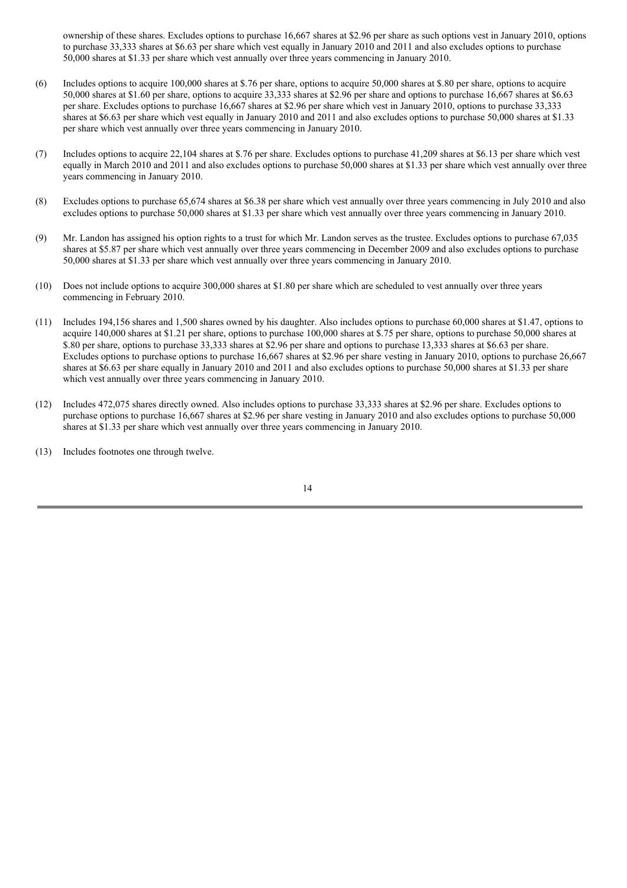ownership of these shares. Excludes options to purchase 16,667 shares at $2.96 per share as such options vest in January 2010, options to purchase 33,333 shares at $6.63 per share which vest equally in January 2010 and 2011 and also excludes options to purchase 50,000 shares at $1.33 per share which vest annually over three years commencing in January 2010.

(6) Includes options to acquire 100,000 shares at $.76 per share, options to acquire 50,000 shares at $.80 per share, options to acquire 50,000 shares at $1.60 per share, options to acquire 33,333 shares at $2.96 per share and options to purchase 16,667 shares at $6.63 per share. Excludes options to purchase 16,667 shares at $2.96 per share which vest in January 2010, options to purchase 33,333 shares at $6.63 per share which vest equally in January 2010 and 2011 and also excludes options to purchase 50,000 shares at $1.33 per share which vest annually over three years commencing in January 2010.

(7) Includes options to acquire 22,104 shares at $.76 per share. Excludes options to purchase 41,209 shares at $6.13 per share which vest equally in March 2010 and 2011 and also excludes options to purchase 50,000 shares at $1.33 per share which vest annually over three years commencing in January 2010.

(8) Excludes options to purchase 65,674 shares at $6.38 per share which vest annually over three years commencing in July 2010 and also excludes options to purchase 50,000 shares at $1.33 per share which vest annually over three years commencing in January 2010.

(9) Mr. Landon has assigned his option rights to a trust for which Mr. Landon serves as the trustee. Excludes options to purchase 67,035 shares at $5.87 per share which vest annually over three years commencing in December 2009 and also excludes options to purchase 50,000 shares at $1.33 per share which vest annually over three years commencing in January 2010.

(10) Does not include options to acquire 300,000 shares at $1.80 per share which are scheduled to vest annually over three years commencing in February 2010.

(11) Includes 194,156 shares and 1,500 shares owned by his daughter. Also includes options to purchase 60,000 shares at $1.47, options to acquire 140,000 shares at $1.21 per share, options to purchase 100,000 shares at $.75 per share, options to purchase 50,000 shares at $.80 per share, options to purchase 33,333 shares at $2.96 per share and options to purchase 13,333 shares at $6.63 per share. Excludes options to purchase options to purchase 16,667 shares at $2.96 per share vesting in January 2010, options to purchase 26,667 shares at $6.63 per share equally in January 2010 and 2011 and also excludes options to purchase 50,000 shares at $1.33 per share which vest annually over three years commencing in January 2010.

(12) Includes 472,075 shares directly owned. Also includes options to purchase 33,333 shares at $2.96 per share. Excludes options to purchase options to purchase 16,667 shares at $2.96 per share vesting in January 2010 and also excludes options to purchase 50,000 shares at $1.33 per share which vest annually over three years commencing in January 2010.

(13) Includes footnotes one through twelve.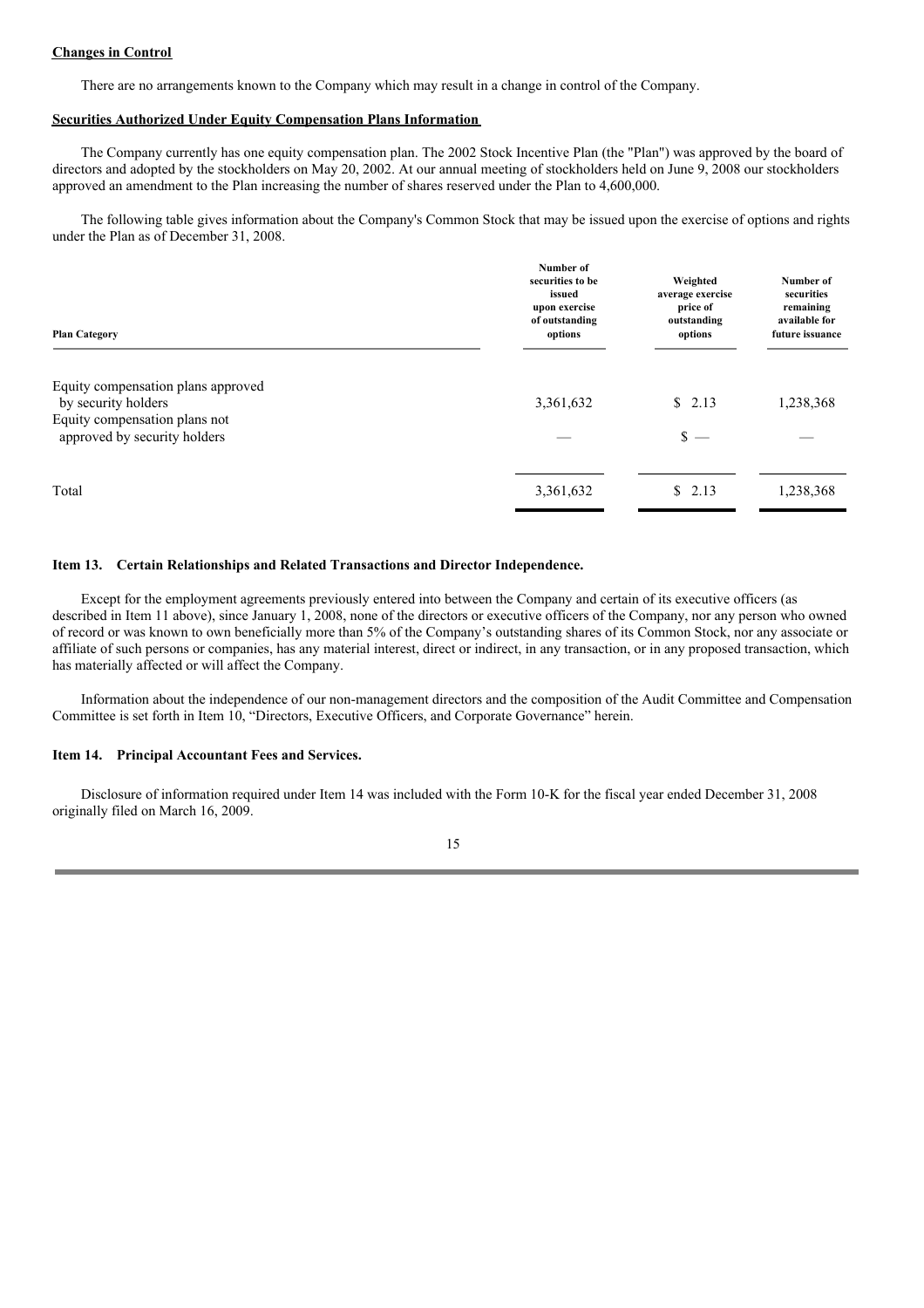**Changes in Control**

There are no arrangements known to the Company which may result in a change in control of the Company.

**Securities Authorized Under Equity Compensation Plans Information**

The Company currently has one equity compensation plan. The 2002 Stock Incentive Plan (the "Plan") was approved by the board of directors and adopted by the stockholders on May 20, 2002. At our annual meeting of stockholders held on June 9, 2008 our stockholders approved an amendment to the Plan increasing the number of shares reserved under the Plan to 4,600,000.

The following table gives information about the Company's Common Stock that may be issued upon the exercise of options and rights under the Plan as of December 31, 2008.

| Plan Category | Number of securities to be issued upon exercise of outstanding options | Weighted average exercise price of outstanding options | Number of securities remaining available for future issuance |
|---|---|---|---|
| Equity compensation plans approved by security holders | 3,361,632 | $ 2.13 | 1,238,368 |
| Equity compensation plans not approved by security holders | — | $ — | — |
| Total | 3,361,632 | $ 2.13 | 1,238,368 |

### Item 13. Certain Relationships and Related Transactions and Director Independence.

Except for the employment agreements previously entered into between the Company and certain of its executive officers (as described in Item 11 above), since January 1, 2008, none of the directors or executive officers of the Company, nor any person who owned of record or was known to own beneficially more than 5% of the Company's outstanding shares of its Common Stock, nor any associate or affiliate of such persons or companies, has any material interest, direct or indirect, in any transaction, or in any proposed transaction, which has materially affected or will affect the Company.

Information about the independence of our non-management directors and the composition of the Audit Committee and Compensation Committee is set forth in Item 10, "Directors, Executive Officers, and Corporate Governance" herein.

### Item 14. Principal Accountant Fees and Services.

Disclosure of information required under Item 14 was included with the Form 10-K for the fiscal year ended December 31, 2008 originally filed on March 16, 2009.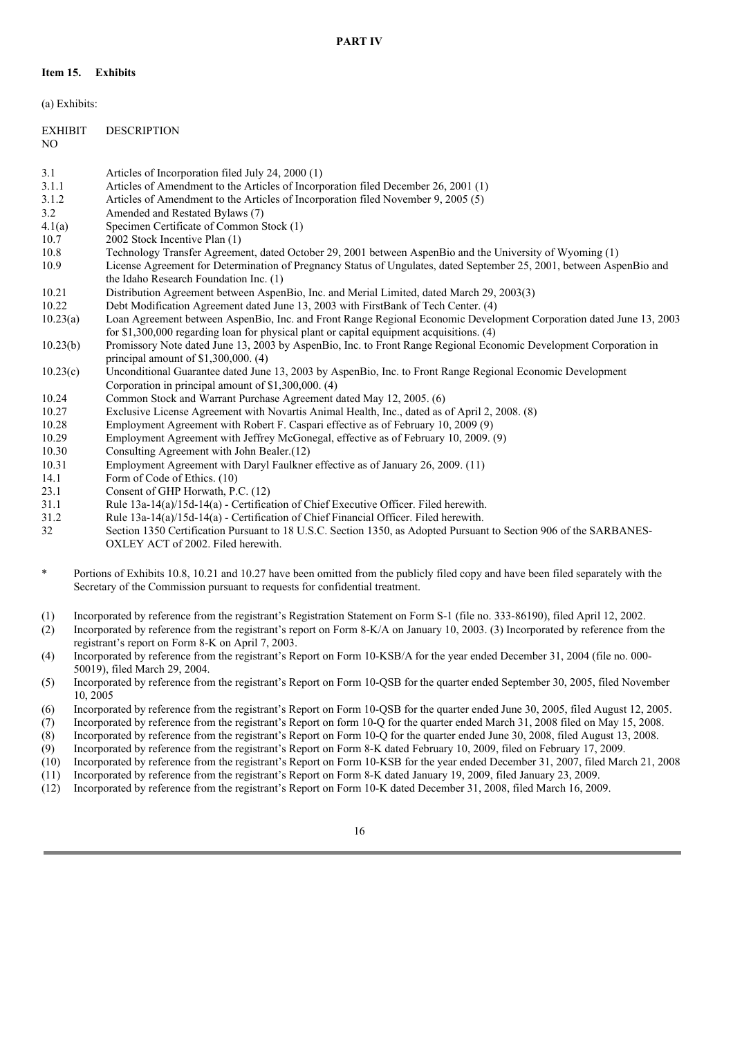**PART IV**

**Item 15. Exhibits**

(a) Exhibits:

| EXHIBIT NO | DESCRIPTION |
|---|---|
| 3.1 | Articles of Incorporation filed July 24, 2000 (1) |
| 3.1.1 | Articles of Amendment to the Articles of Incorporation filed December 26, 2001 (1) |
| 3.1.2 | Articles of Amendment to the Articles of Incorporation filed November 9, 2005 (5) |
| 3.2 | Amended and Restated Bylaws (7) |
| 4.1(a) | Specimen Certificate of Common Stock (1) |
| 10.7 | 2002 Stock Incentive Plan (1) |
| 10.8 | Technology Transfer Agreement, dated October 29, 2001 between AspenBio and the University of Wyoming (1) |
| 10.9 | License Agreement for Determination of Pregnancy Status of Ungulates, dated September 25, 2001, between AspenBio and the Idaho Research Foundation Inc. (1) |
| 10.21 | Distribution Agreement between AspenBio, Inc. and Merial Limited, dated March 29, 2003(3) |
| 10.22 | Debt Modification Agreement dated June 13, 2003 with FirstBank of Tech Center. (4) |
| 10.23(a) | Loan Agreement between AspenBio, Inc. and Front Range Regional Economic Development Corporation dated June 13, 2003 for $1,300,000 regarding loan for physical plant or capital equipment acquisitions. (4) |
| 10.23(b) | Promissory Note dated June 13, 2003 by AspenBio, Inc. to Front Range Regional Economic Development Corporation in principal amount of $1,300,000. (4) |
| 10.23(c) | Unconditional Guarantee dated June 13, 2003 by AspenBio, Inc. to Front Range Regional Economic Development Corporation in principal amount of $1,300,000. (4) |
| 10.24 | Common Stock and Warrant Purchase Agreement dated May 12, 2005. (6) |
| 10.27 | Exclusive License Agreement with Novartis Animal Health, Inc., dated as of April 2, 2008. (8) |
| 10.28 | Employment Agreement with Robert F. Caspari effective as of February 10, 2009 (9) |
| 10.29 | Employment Agreement with Jeffrey McGonegal, effective as of February 10, 2009. (9) |
| 10.30 | Consulting Agreement with John Bealer.(12) |
| 10.31 | Employment Agreement with Daryl Faulkner effective as of January 26, 2009. (11) |
| 14.1 | Form of Code of Ethics. (10) |
| 23.1 | Consent of GHP Horwath, P.C. (12) |
| 31.1 | Rule 13a-14(a)/15d-14(a) - Certification of Chief Executive Officer. Filed herewith. |
| 31.2 | Rule 13a-14(a)/15d-14(a) - Certification of Chief Financial Officer. Filed herewith. |
| 32 | Section 1350 Certification Pursuant to 18 U.S.C. Section 1350, as Adopted Pursuant to Section 906 of the SARBANES-OXLEY ACT of 2002. Filed herewith. |

\* Portions of Exhibits 10.8, 10.21 and 10.27 have been omitted from the publicly filed copy and have been filed separately with the Secretary of the Commission pursuant to requests for confidential treatment.

(1) Incorporated by reference from the registrant's Registration Statement on Form S-1 (file no. 333-86190), filed April 12, 2002.
(2) Incorporated by reference from the registrant's report on Form 8-K/A on January 10, 2003. (3) Incorporated by reference from the registrant's report on Form 8-K on April 7, 2003.
(4) Incorporated by reference from the registrant's Report on Form 10-KSB/A for the year ended December 31, 2004 (file no. 000-50019), filed March 29, 2004.
(5) Incorporated by reference from the registrant's Report on Form 10-QSB for the quarter ended September 30, 2005, filed November 10, 2005
(6) Incorporated by reference from the registrant's Report on Form 10-QSB for the quarter ended June 30, 2005, filed August 12, 2005.
(7) Incorporated by reference from the registrant's Report on form 10-Q for the quarter ended March 31, 2008 filed on May 15, 2008.
(8) Incorporated by reference from the registrant's Report on Form 10-Q for the quarter ended June 30, 2008, filed August 13, 2008.
(9) Incorporated by reference from the registrant's Report on Form 8-K dated February 10, 2009, filed on February 17, 2009.
(10) Incorporated by reference from the registrant's Report on Form 10-KSB for the year ended December 31, 2007, filed March 21, 2008
(11) Incorporated by reference from the registrant's Report on Form 8-K dated January 19, 2009, filed January 23, 2009.
(12) Incorporated by reference from the registrant's Report on Form 10-K dated December 31, 2008, filed March 16, 2009.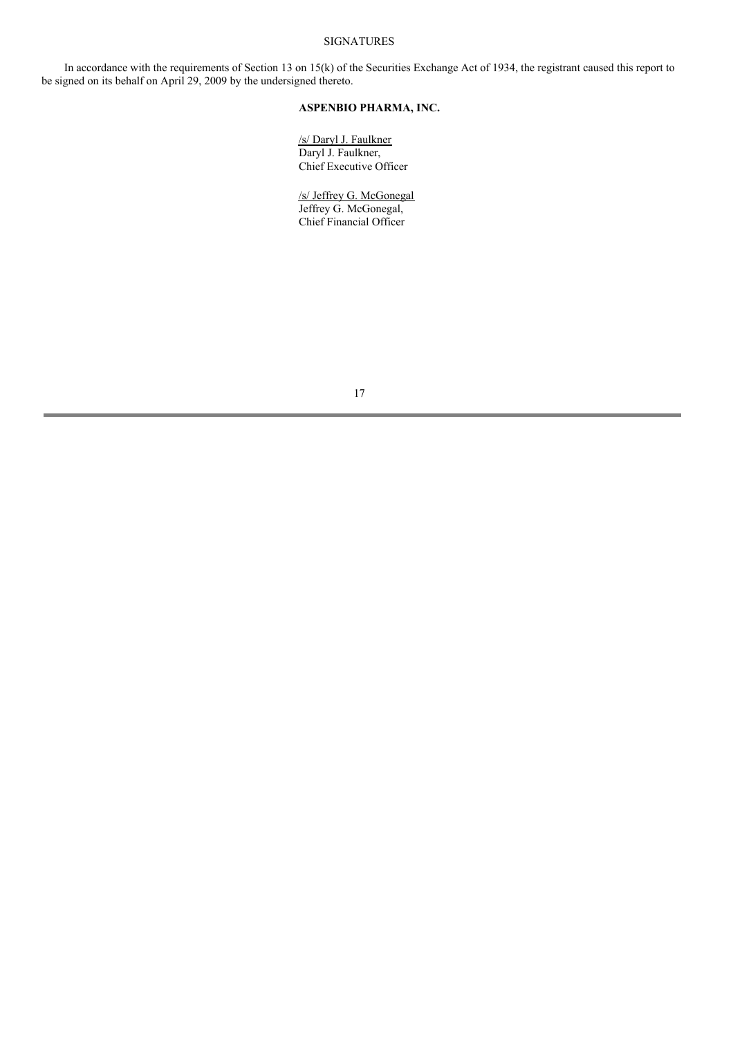SIGNATURES

In accordance with the requirements of Section 13 on 15(k) of the Securities Exchange Act of 1934, the registrant caused this report to be signed on its behalf on April 29, 2009 by the undersigned thereto.

**ASPENBIO PHARMA, INC.**

/s/ Daryl J. Faulkner
Daryl J. Faulkner,
Chief Executive Officer

/s/ Jeffrey G. McGonegal
Jeffrey G. McGonegal,
Chief Financial Officer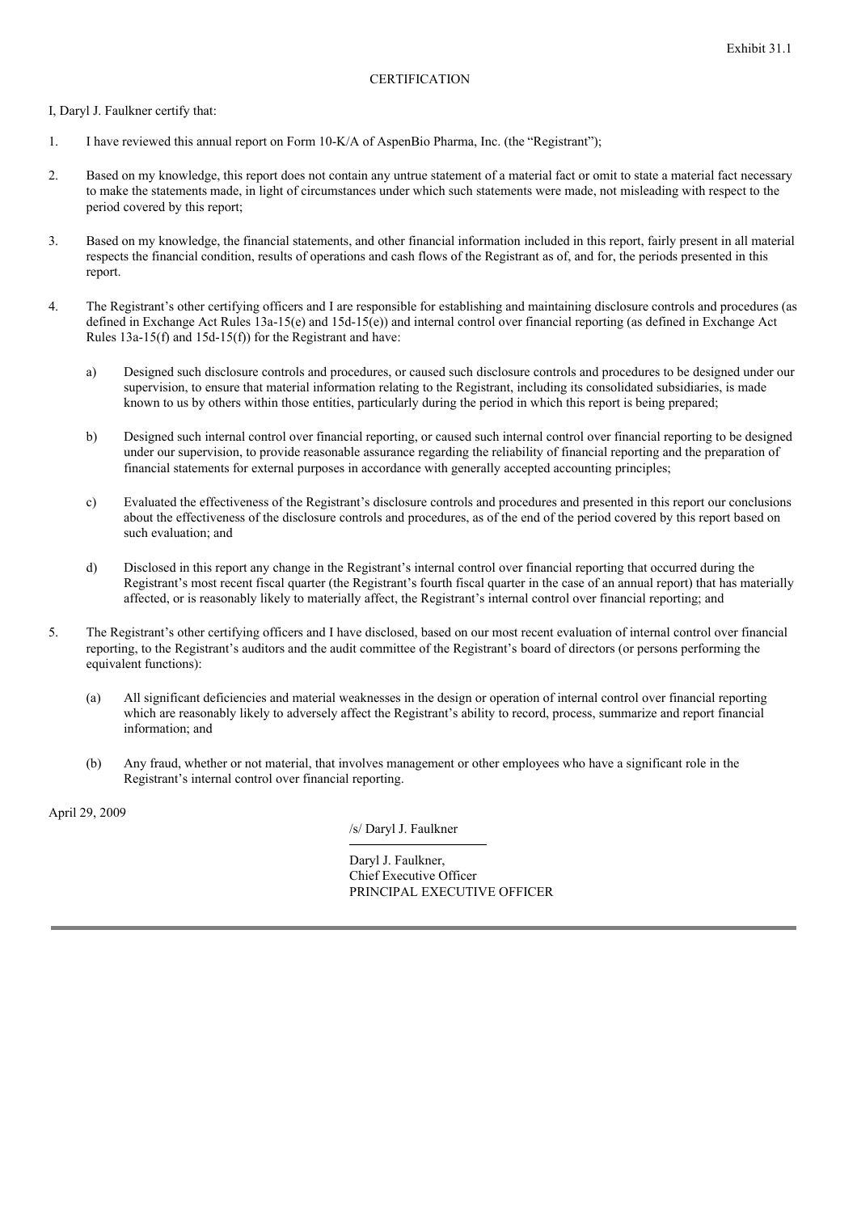Exhibit 31.1

CERTIFICATION

I, Daryl J. Faulkner certify that:

1. I have reviewed this annual report on Form 10-K/A of AspenBio Pharma, Inc. (the "Registrant");

2. Based on my knowledge, this report does not contain any untrue statement of a material fact or omit to state a material fact necessary to make the statements made, in light of circumstances under which such statements were made, not misleading with respect to the period covered by this report;

3. Based on my knowledge, the financial statements, and other financial information included in this report, fairly present in all material respects the financial condition, results of operations and cash flows of the Registrant as of, and for, the periods presented in this report.

4. The Registrant's other certifying officers and I are responsible for establishing and maintaining disclosure controls and procedures (as defined in Exchange Act Rules 13a-15(e) and 15d-15(e)) and internal control over financial reporting (as defined in Exchange Act Rules 13a-15(f) and 15d-15(f)) for the Registrant and have:

   a) Designed such disclosure controls and procedures, or caused such disclosure controls and procedures to be designed under our supervision, to ensure that material information relating to the Registrant, including its consolidated subsidiaries, is made known to us by others within those entities, particularly during the period in which this report is being prepared;

   b) Designed such internal control over financial reporting, or caused such internal control over financial reporting to be designed under our supervision, to provide reasonable assurance regarding the reliability of financial reporting and the preparation of financial statements for external purposes in accordance with generally accepted accounting principles;

   c) Evaluated the effectiveness of the Registrant's disclosure controls and procedures and presented in this report our conclusions about the effectiveness of the disclosure controls and procedures, as of the end of the period covered by this report based on such evaluation; and

   d) Disclosed in this report any change in the Registrant's internal control over financial reporting that occurred during the Registrant's most recent fiscal quarter (the Registrant's fourth fiscal quarter in the case of an annual report) that has materially affected, or is reasonably likely to materially affect, the Registrant's internal control over financial reporting; and

5. The Registrant's other certifying officers and I have disclosed, based on our most recent evaluation of internal control over financial reporting, to the Registrant's auditors and the audit committee of the Registrant's board of directors (or persons performing the equivalent functions):

   (a) All significant deficiencies and material weaknesses in the design or operation of internal control over financial reporting which are reasonably likely to adversely affect the Registrant's ability to record, process, summarize and report financial information; and

   (b) Any fraud, whether or not material, that involves management or other employees who have a significant role in the Registrant's internal control over financial reporting.

April 29, 2009

/s/ Daryl J. Faulkner

Daryl J. Faulkner,
Chief Executive Officer
PRINCIPAL EXECUTIVE OFFICER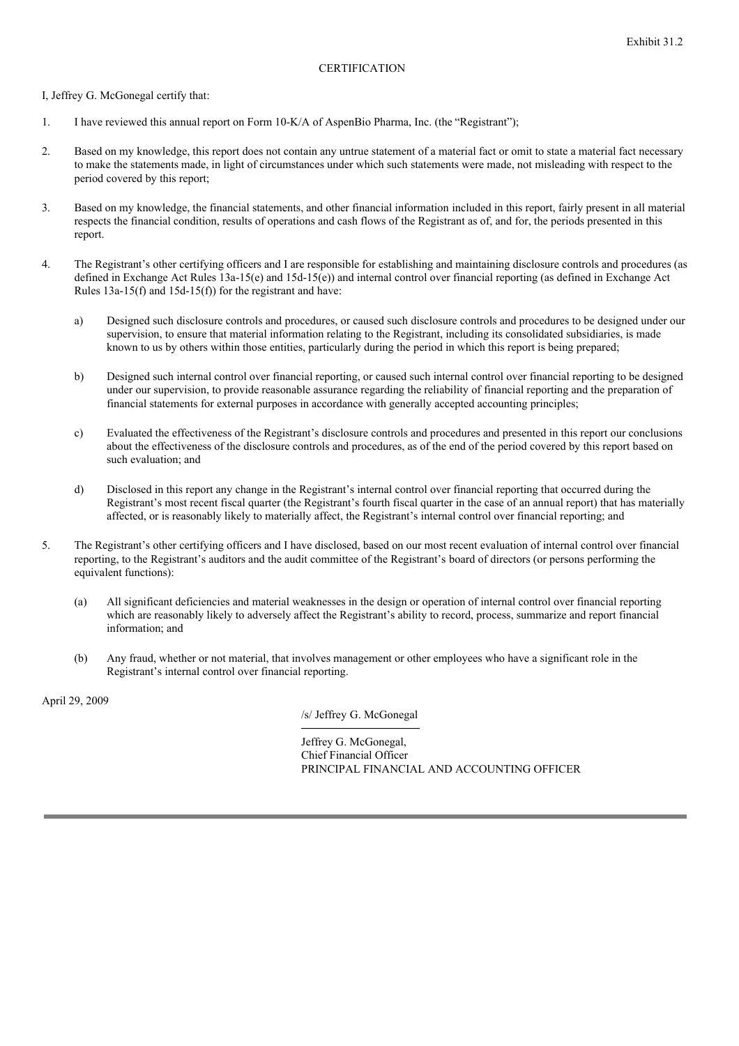Exhibit 31.2

CERTIFICATION

I, Jeffrey G. McGonegal certify that:

1. I have reviewed this annual report on Form 10-K/A of AspenBio Pharma, Inc. (the "Registrant");

2. Based on my knowledge, this report does not contain any untrue statement of a material fact or omit to state a material fact necessary to make the statements made, in light of circumstances under which such statements were made, not misleading with respect to the period covered by this report;

3. Based on my knowledge, the financial statements, and other financial information included in this report, fairly present in all material respects the financial condition, results of operations and cash flows of the Registrant as of, and for, the periods presented in this report.

4. The Registrant's other certifying officers and I are responsible for establishing and maintaining disclosure controls and procedures (as defined in Exchange Act Rules 13a-15(e) and 15d-15(e)) and internal control over financial reporting (as defined in Exchange Act Rules 13a-15(f) and 15d-15(f)) for the registrant and have:

   a) Designed such disclosure controls and procedures, or caused such disclosure controls and procedures to be designed under our supervision, to ensure that material information relating to the Registrant, including its consolidated subsidiaries, is made known to us by others within those entities, particularly during the period in which this report is being prepared;

   b) Designed such internal control over financial reporting, or caused such internal control over financial reporting to be designed under our supervision, to provide reasonable assurance regarding the reliability of financial reporting and the preparation of financial statements for external purposes in accordance with generally accepted accounting principles;

   c) Evaluated the effectiveness of the Registrant's disclosure controls and procedures and presented in this report our conclusions about the effectiveness of the disclosure controls and procedures, as of the end of the period covered by this report based on such evaluation; and

   d) Disclosed in this report any change in the Registrant's internal control over financial reporting that occurred during the Registrant's most recent fiscal quarter (the Registrant's fourth fiscal quarter in the case of an annual report) that has materially affected, or is reasonably likely to materially affect, the Registrant's internal control over financial reporting; and

5. The Registrant's other certifying officers and I have disclosed, based on our most recent evaluation of internal control over financial reporting, to the Registrant's auditors and the audit committee of the Registrant's board of directors (or persons performing the equivalent functions):

   (a) All significant deficiencies and material weaknesses in the design or operation of internal control over financial reporting which are reasonably likely to adversely affect the Registrant's ability to record, process, summarize and report financial information; and

   (b) Any fraud, whether or not material, that involves management or other employees who have a significant role in the Registrant's internal control over financial reporting.

April 29, 2009

/s/ Jeffrey G. McGonegal

Jeffrey G. McGonegal,
Chief Financial Officer
PRINCIPAL FINANCIAL AND ACCOUNTING OFFICER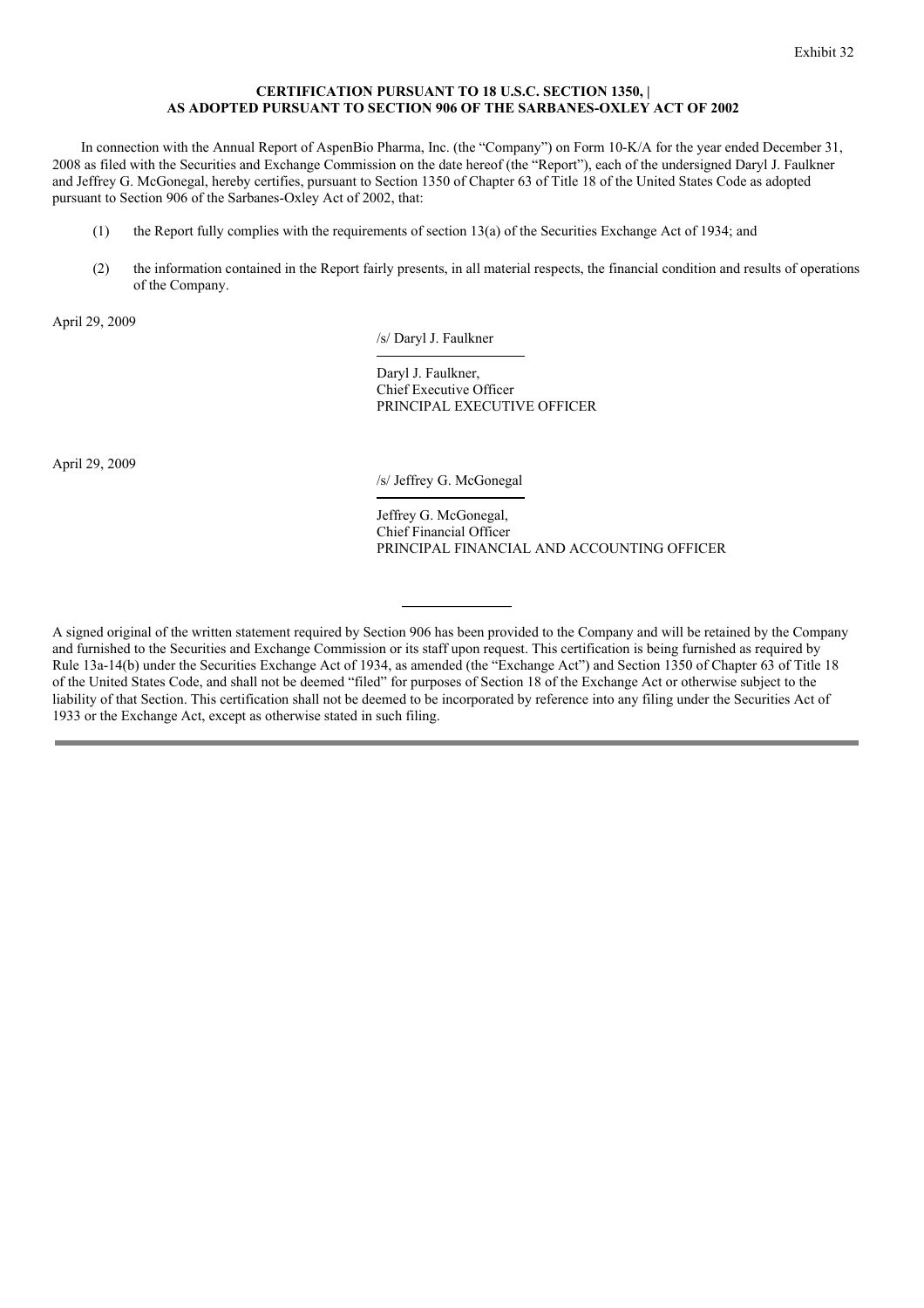Exhibit 32

**CERTIFICATION PURSUANT TO 18 U.S.C. SECTION 1350, | AS ADOPTED PURSUANT TO SECTION 906 OF THE SARBANES-OXLEY ACT OF 2002**

In connection with the Annual Report of AspenBio Pharma, Inc. (the "Company") on Form 10-K/A for the year ended December 31, 2008 as filed with the Securities and Exchange Commission on the date hereof (the "Report"), each of the undersigned Daryl J. Faulkner and Jeffrey G. McGonegal, hereby certifies, pursuant to Section 1350 of Chapter 63 of Title 18 of the United States Code as adopted pursuant to Section 906 of the Sarbanes-Oxley Act of 2002, that:

(1) the Report fully complies with the requirements of section 13(a) of the Securities Exchange Act of 1934; and

(2) the information contained in the Report fairly presents, in all material respects, the financial condition and results of operations of the Company.

April 29, 2009

/s/ Daryl J. Faulkner

Daryl J. Faulkner,
Chief Executive Officer
PRINCIPAL EXECUTIVE OFFICER

April 29, 2009

/s/ Jeffrey G. McGonegal

Jeffrey G. McGonegal,
Chief Financial Officer
PRINCIPAL FINANCIAL AND ACCOUNTING OFFICER

---

A signed original of the written statement required by Section 906 has been provided to the Company and will be retained by the Company and furnished to the Securities and Exchange Commission or its staff upon request. This certification is being furnished as required by Rule 13a-14(b) under the Securities Exchange Act of 1934, as amended (the "Exchange Act") and Section 1350 of Chapter 63 of Title 18 of the United States Code, and shall not be deemed "filed" for purposes of Section 18 of the Exchange Act or otherwise subject to the liability of that Section. This certification shall not be deemed to be incorporated by reference into any filing under the Securities Act of 1933 or the Exchange Act, except as otherwise stated in such filing.